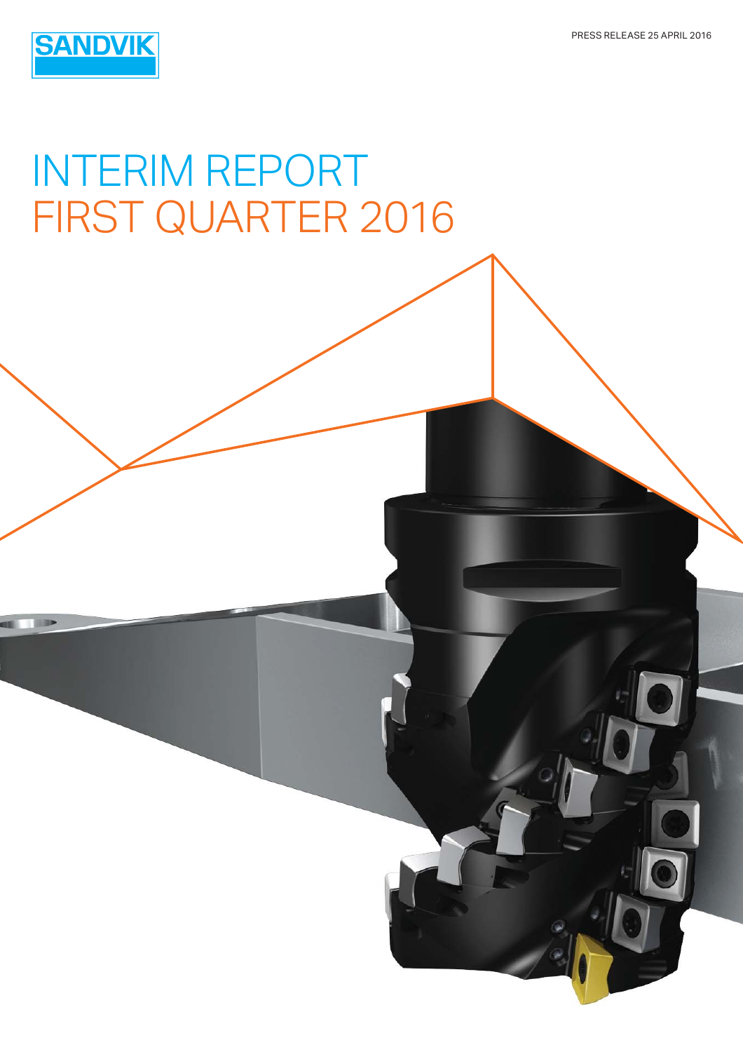SANDVIK

PRESS RELEASE 25 APRIL 2016

# INTERIM REPORT FIRST QUARTER 2016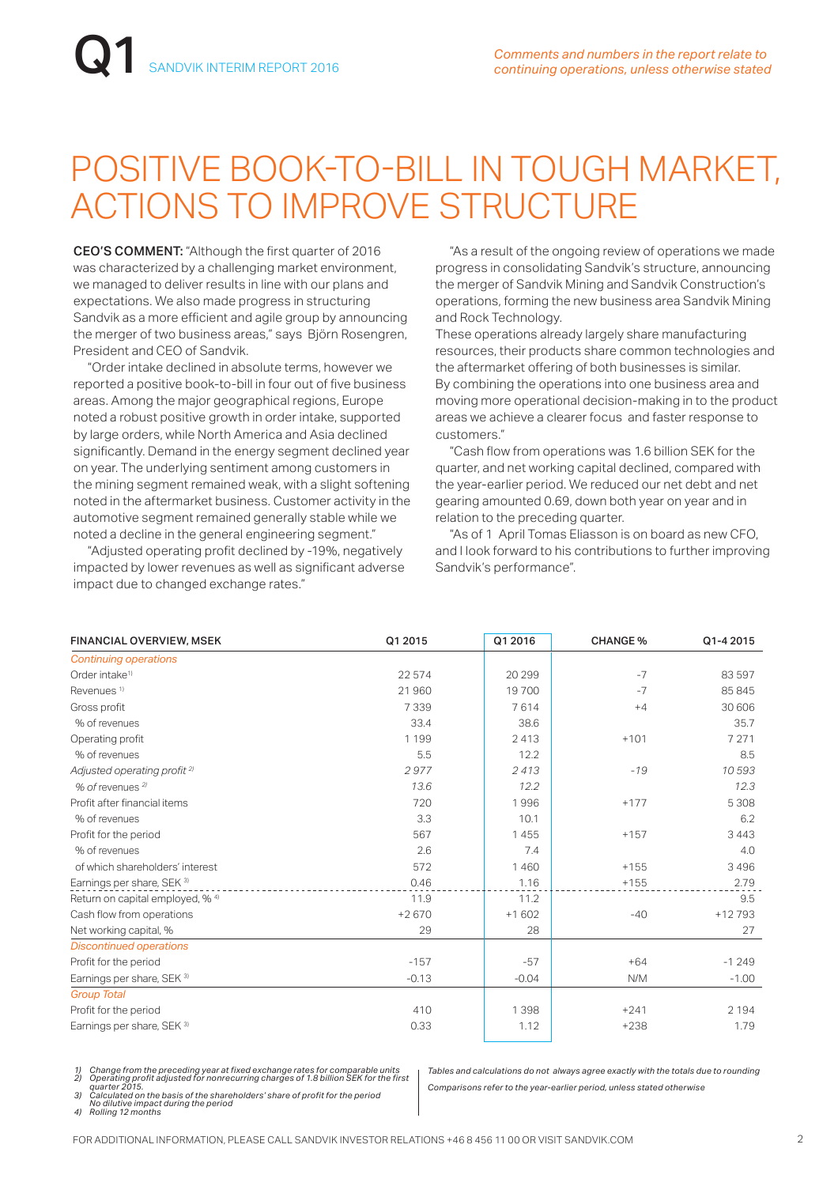# Q1 SANDVIK INTERIM REPORT 2016

*Comments and numbers in the report relate to continuing operations, unless otherwise stated*

# POSITIVE BOOK-TO-BILL IN TOUGH MARKET, ACTIONS TO IMPROVE STRUCTURE

**CEO'S COMMENT:** "Although the first quarter of 2016 was characterized by a challenging market environment, we managed to deliver results in line with our plans and expectations. We also made progress in structuring Sandvik as a more efficient and agile group by announcing the merger of two business areas," says Björn Rosengren, President and CEO of Sandvik.

"Order intake declined in absolute terms, however we reported a positive book-to-bill in four out of five business areas. Among the major geographical regions, Europe noted a robust positive growth in order intake, supported by large orders, while North America and Asia declined significantly. Demand in the energy segment declined year on year. The underlying sentiment among customers in the mining segment remained weak, with a slight softening noted in the aftermarket business. Customer activity in the automotive segment remained generally stable while we noted a decline in the general engineering segment."

"Adjusted operating profit declined by -19%, negatively impacted by lower revenues as well as significant adverse impact due to changed exchange rates."

"As a result of the ongoing review of operations we made progress in consolidating Sandvik's structure, announcing the merger of Sandvik Mining and Sandvik Construction's operations, forming the new business area Sandvik Mining and Rock Technology.
These operations already largely share manufacturing resources, their products share common technologies and the aftermarket offering of both businesses is similar. By combining the operations into one business area and moving more operational decision-making in to the product areas we achieve a clearer focus and faster response to customers."

"Cash flow from operations was 1.6 billion SEK for the quarter, and net working capital declined, compared with the year-earlier period. We reduced our net debt and net gearing amounted 0.69, down both year on year and in relation to the preceding quarter.

"As of 1 April Tomas Eliasson is on board as new CFO, and I look forward to his contributions to further improving Sandvik's performance".

| FINANCIAL OVERVIEW, MSEK | Q1 2015 | Q1 2016 | CHANGE % | Q1-4 2015 |
|---|---|---|---|---|
| *Continuing operations* | | | | |
| Order intake[1] | 22 574 | 20 299 | -7 | 83 597 |
| Revenues [1] | 21 960 | 19 700 | -7 | 85 845 |
| Gross profit | 7 339 | 7 614 | +4 | 30 606 |
| % of revenues | 33.4 | 38.6 | | 35.7 |
| Operating profit | 1 199 | 2 413 | +101 | 7 271 |
| % of revenues | 5.5 | 12.2 | | 8.5 |
| *Adjusted operating profit [2]* | *2 977* | *2 413* | *-19* | *10 593* |
| *% of revenues [2]* | *13.6* | *12.2* | | *12.3* |
| Profit after financial items | 720 | 1 996 | +177 | 5 308 |
| % of revenues | 3.3 | 10.1 | | 6.2 |
| Profit for the period | 567 | 1 455 | +157 | 3 443 |
| % of revenues | 2.6 | 7.4 | | 4.0 |
| of which shareholders' interest | 572 | 1 460 | +155 | 3 496 |
| Earnings per share, SEK [3] | 0.46 | 1.16 | +155 | 2.79 |
| Return on capital employed, % [4] | 11.9 | 11.2 | | 9.5 |
| Cash flow from operations | +2 670 | +1 602 | -40 | +12 793 |
| Net working capital, % | 29 | 28 | | 27 |
| *Discontinued operations* | | | | |
| Profit for the period | -157 | -57 | +64 | -1 249 |
| Earnings per share, SEK [3] | -0.13 | -0.04 | N/M | -1.00 |
| *Group Total* | | | | |
| Profit for the period | 410 | 1 398 | +241 | 2 194 |
| Earnings per share, SEK [3] | 0.33 | 1.12 | +238 | 1.79 |

*1) Change from the preceding year at fixed exchange rates for comparable units*
*2) Operating profit adjusted for nonrecurring charges of 1.8 billion SEK for the first quarter 2015.*
*3) Calculated on the basis of the shareholders' share of profit for the period No dilutive impact during the period*
*4) Rolling 12 months*

*Tables and calculations do not always agree exactly with the totals due to rounding*

*Comparisons refer to the year-earlier period, unless stated otherwise*

FOR ADDITIONAL INFORMATION, PLEASE CALL SANDVIK INVESTOR RELATIONS +46 8 456 11 00 OR VISIT SANDVIK.COM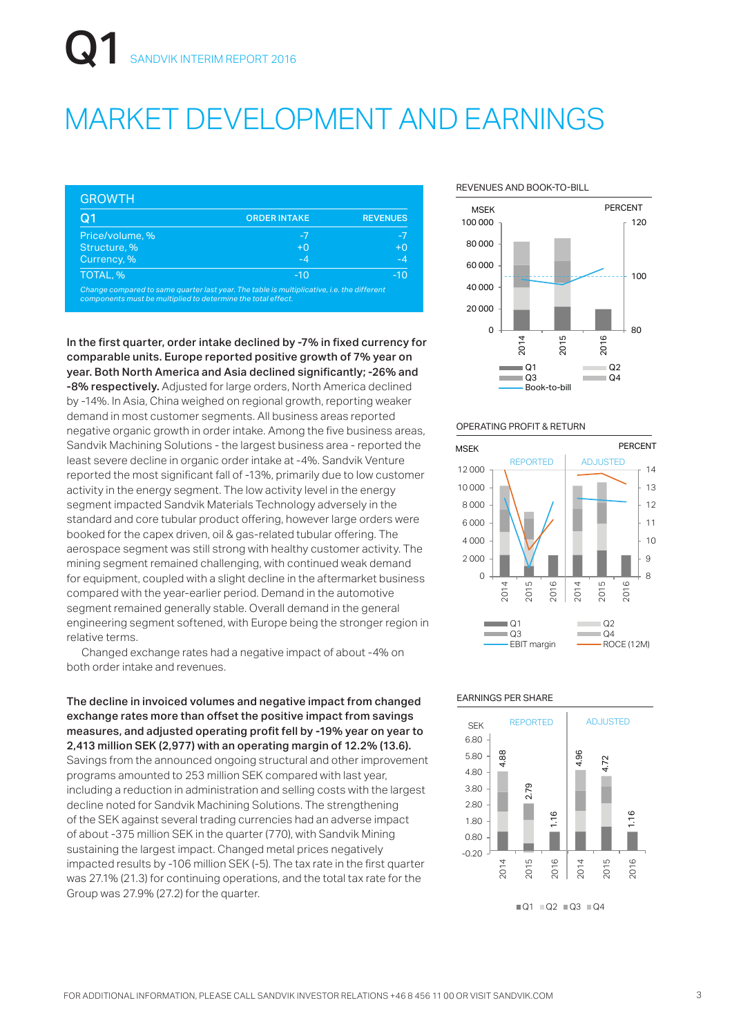# MARKET DEVELOPMENT AND EARNINGS

| GROWTH | | |
|---|---|---|
| **Q1** | **ORDER INTAKE** | **REVENUES** |
| Price/volume, % | -7 | -7 |
| Structure, % | +0 | +0 |
| Currency, % | -4 | -4 |
| TOTAL, % | -10 | -10 |

*Change compared to same quarter last year. The table is multiplicative, i.e. the different components must be multiplied to determine the total effect.*

**In the first quarter, order intake declined by -7% in fixed currency for comparable units. Europe reported positive growth of 7% year on year. Both North America and Asia declined significantly; -26% and -8% respectively.** Adjusted for large orders, North America declined by -14%. In Asia, China weighed on regional growth, reporting weaker demand in most customer segments. All business areas reported negative organic growth in order intake. Among the five business areas, Sandvik Machining Solutions - the largest business area - reported the least severe decline in organic order intake at -4%. Sandvik Venture reported the most significant fall of -13%, primarily due to low customer activity in the energy segment. The low activity level in the energy segment impacted Sandvik Materials Technology adversely in the standard and core tubular product offering, however large orders were booked for the capex driven, oil & gas-related tubular offering. The aerospace segment was still strong with healthy customer activity. The mining segment remained challenging, with continued weak demand for equipment, coupled with a slight decline in the aftermarket business compared with the year-earlier period. Demand in the automotive segment remained generally stable. Overall demand in the general engineering segment softened, with Europe being the stronger region in relative terms.

Changed exchange rates had a negative impact of about -4% on both order intake and revenues.

**The decline in invoiced volumes and negative impact from changed exchange rates more than offset the positive impact from savings measures, and adjusted operating profit fell by -19% year on year to 2,413 million SEK (2,977) with an operating margin of 12.2% (13.6).** Savings from the announced ongoing structural and other improvement programs amounted to 253 million SEK compared with last year, including a reduction in administration and selling costs with the largest decline noted for Sandvik Machining Solutions. The strengthening of the SEK against several trading currencies had an adverse impact of about -375 million SEK in the quarter (770), with Sandvik Mining sustaining the largest impact. Changed metal prices negatively impacted results by -106 million SEK (-5). The tax rate in the first quarter was 27.1% (21.3) for continuing operations, and the total tax rate for the Group was 27.9% (27.2) for the quarter.

REVENUES AND BOOK-TO-BILL

OPERATING PROFIT & RETURN

EARNINGS PER SHARE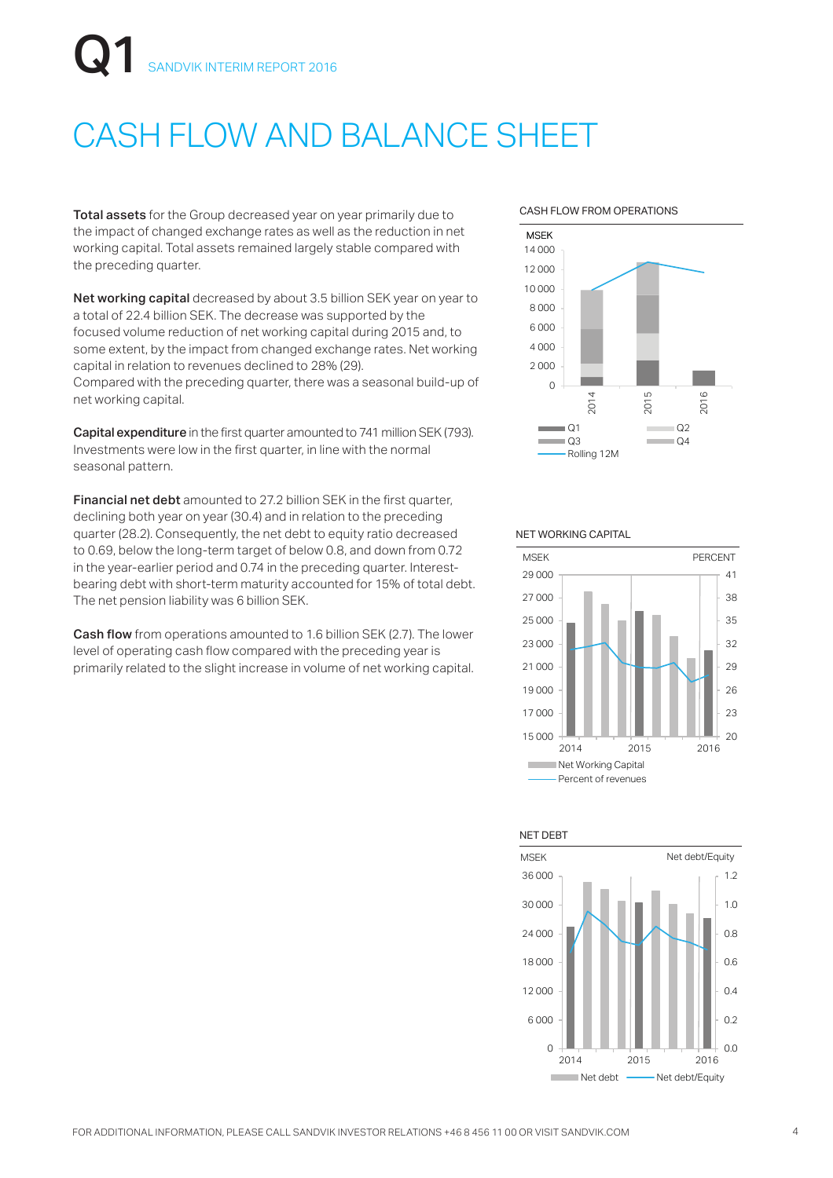# CASH FLOW AND BALANCE SHEET

**Total assets** for the Group decreased year on year primarily due to the impact of changed exchange rates as well as the reduction in net working capital. Total assets remained largely stable compared with the preceding quarter.

**Net working capital** decreased by about 3.5 billion SEK year on year to a total of 22.4 billion SEK. The decrease was supported by the focused volume reduction of net working capital during 2015 and, to some extent, by the impact from changed exchange rates. Net working capital in relation to revenues declined to 28% (29).
Compared with the preceding quarter, there was a seasonal build-up of net working capital.

**Capital expenditure** in the first quarter amounted to 741 million SEK (793). Investments were low in the first quarter, in line with the normal seasonal pattern.

**Financial net debt** amounted to 27.2 billion SEK in the first quarter, declining both year on year (30.4) and in relation to the preceding quarter (28.2). Consequently, the net debt to equity ratio decreased to 0.69, below the long-term target of below 0.8, and down from 0.72 in the year-earlier period and 0.74 in the preceding quarter. Interest-bearing debt with short-term maturity accounted for 15% of total debt. The net pension liability was 6 billion SEK.

**Cash flow** from operations amounted to 1.6 billion SEK (2.7). The lower level of operating cash flow compared with the preceding year is primarily related to the slight increase in volume of net working capital.

CASH FLOW FROM OPERATIONS

NET WORKING CAPITAL

NET DEBT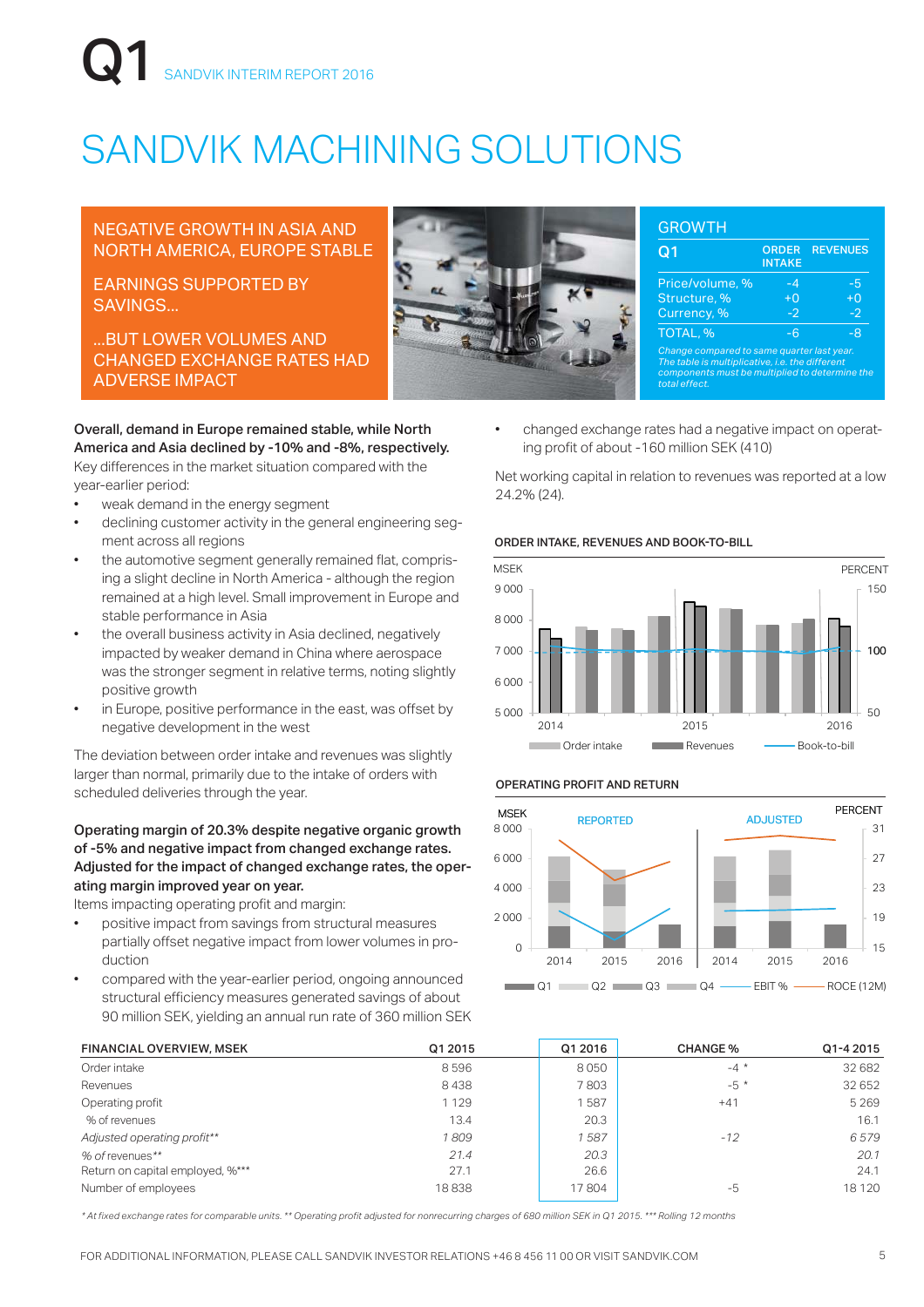# SANDVIK MACHINING SOLUTIONS

NEGATIVE GROWTH IN ASIA AND NORTH AMERICA, EUROPE STABLE

EARNINGS SUPPORTED BY SAVINGS...

...BUT LOWER VOLUMES AND CHANGED EXCHANGE RATES HAD ADVERSE IMPACT

**GROWTH**

| Q1 | ORDER INTAKE | REVENUES |
|---|---|---|
| Price/volume, % | -4 | -5 |
| Structure, % | +0 | +0 |
| Currency, % | -2 | -2 |
| TOTAL, % | -6 | -8 |

*Change compared to same quarter last year. The table is multiplicative, i.e. the different components must be multiplied to determine the total effect.*

**Overall, demand in Europe remained stable, while North America and Asia declined by -10% and -8%, respectively.**
Key differences in the market situation compared with the year-earlier period:

- weak demand in the energy segment
- declining customer activity in the general engineering segment across all regions
- the automotive segment generally remained flat, comprising a slight decline in North America - although the region remained at a high level. Small improvement in Europe and stable performance in Asia
- the overall business activity in Asia declined, negatively impacted by weaker demand in China where aerospace was the stronger segment in relative terms, noting slightly positive growth
- in Europe, positive performance in the east, was offset by negative development in the west

The deviation between order intake and revenues was slightly larger than normal, primarily due to the intake of orders with scheduled deliveries through the year.

**Operating margin of 20.3% despite negative organic growth of -5% and negative impact from changed exchange rates. Adjusted for the impact of changed exchange rates, the operating margin improved year on year.**
Items impacting operating profit and margin:

- positive impact from savings from structural measures partially offset negative impact from lower volumes in production
- compared with the year-earlier period, ongoing announced structural efficiency measures generated savings of about 90 million SEK, yielding an annual run rate of 360 million SEK
- changed exchange rates had a negative impact on operating profit of about -160 million SEK (410)

Net working capital in relation to revenues was reported at a low 24.2% (24).

**ORDER INTAKE, REVENUES AND BOOK-TO-BILL**

**OPERATING PROFIT AND RETURN**

| FINANCIAL OVERVIEW, MSEK | Q1 2015 | Q1 2016 | CHANGE % | Q1-4 2015 |
|---|---|---|---|---|
| Order intake | 8 596 | 8 050 | -4 * | 32 682 |
| Revenues | 8 438 | 7 803 | -5 * | 32 652 |
| Operating profit | 1 129 | 1 587 | +41 | 5 269 |
| % of revenues | 13.4 | 20.3 | | 16.1 |
| *Adjusted operating profit*** | *1 809* | *1 587* | *-12* | *6 579* |
| *% of revenues*** | *21.4* | *20.3* | | *20.1* |
| Return on capital employed, %*** | 27.1 | 26.6 | | 24.1 |
| Number of employees | 18 838 | 17 804 | -5 | 18 120 |

*\* At fixed exchange rates for comparable units. \*\* Operating profit adjusted for nonrecurring charges of 680 million SEK in Q1 2015. \*\*\* Rolling 12 months*

FOR ADDITIONAL INFORMATION, PLEASE CALL SANDVIK INVESTOR RELATIONS +46 8 456 11 00 OR VISIT SANDVIK.COM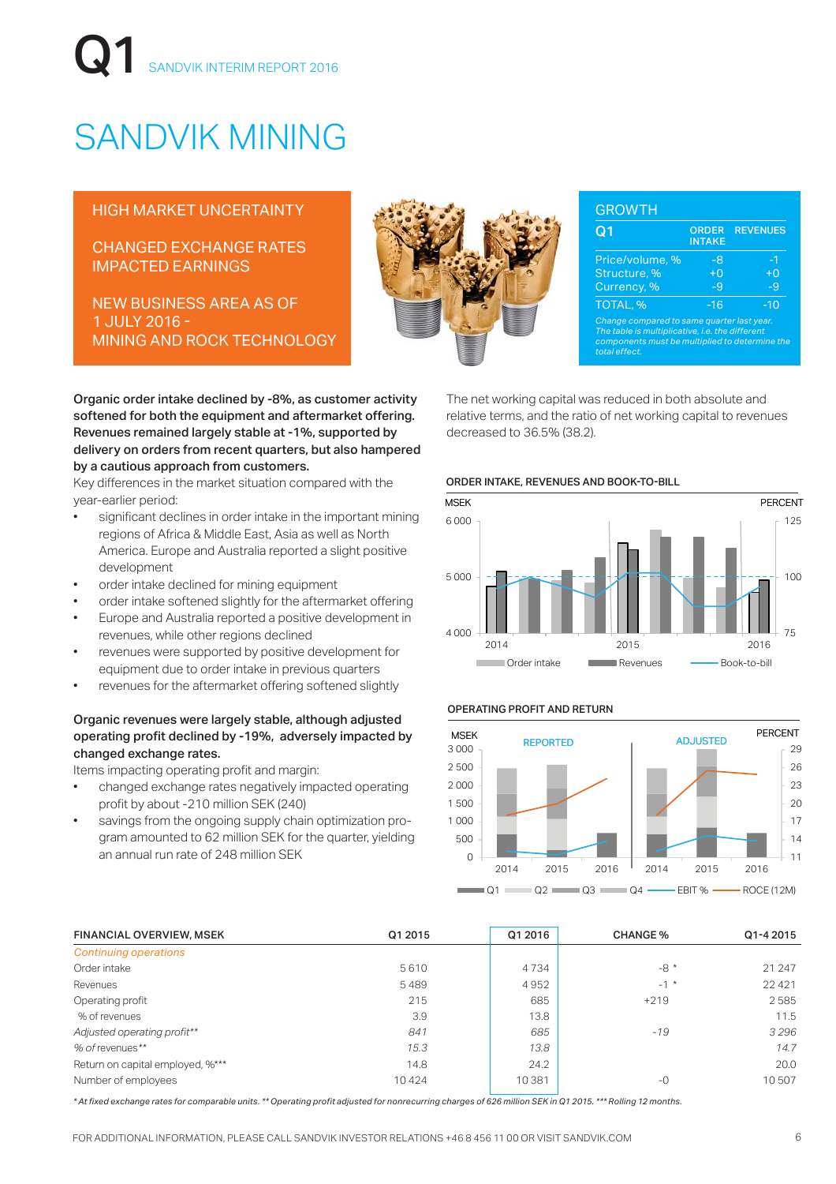Q1 SANDVIK INTERIM REPORT 2016

# SANDVIK MINING

HIGH MARKET UNCERTAINTY

CHANGED EXCHANGE RATES IMPACTED EARNINGS

NEW BUSINESS AREA AS OF 1 JULY 2016 - MINING AND ROCK TECHNOLOGY

| GROWTH Q1 | ORDER INTAKE | REVENUES |
|---|---|---|
| Price/volume, % | -8 | -1 |
| Structure, % | +0 | +0 |
| Currency, % | -9 | -9 |
| TOTAL, % | -16 | -10 |

*Change compared to same quarter last year. The table is multiplicative, i.e. the different components must be multiplied to determine the total effect.*

**Organic order intake declined by -8%, as customer activity softened for both the equipment and aftermarket offering. Revenues remained largely stable at -1%, supported by delivery on orders from recent quarters, but also hampered by a cautious approach from customers.**

Key differences in the market situation compared with the year-earlier period:

- significant declines in order intake in the important mining regions of Africa & Middle East, Asia as well as North America. Europe and Australia reported a slight positive development
- order intake declined for mining equipment
- order intake softened slightly for the aftermarket offering
- Europe and Australia reported a positive development in revenues, while other regions declined
- revenues were supported by positive development for equipment due to order intake in previous quarters
- revenues for the aftermarket offering softened slightly

**Organic revenues were largely stable, although adjusted operating profit declined by -19%, adversely impacted by changed exchange rates.**

Items impacting operating profit and margin:

- changed exchange rates negatively impacted operating profit by about -210 million SEK (240)
- savings from the ongoing supply chain optimization program amounted to 62 million SEK for the quarter, yielding an annual run rate of 248 million SEK

The net working capital was reduced in both absolute and relative terms, and the ratio of net working capital to revenues decreased to 36.5% (38.2).

ORDER INTAKE, REVENUES AND BOOK-TO-BILL

OPERATING PROFIT AND RETURN

| FINANCIAL OVERVIEW, MSEK | Q1 2015 | Q1 2016 | CHANGE % | Q1-4 2015 |
|---|---|---|---|---|
| *Continuing operations* | | | | |
| Order intake | 5 610 | 4 734 | -8 * | 21 247 |
| Revenues | 5 489 | 4 952 | -1 * | 22 421 |
| Operating profit | 215 | 685 | +219 | 2 585 |
| % of revenues | 3.9 | 13.8 | | 11.5 |
| *Adjusted operating profit\*\** | *841* | *685* | *-19* | *3 296* |
| *% of revenues\*\** | *15.3* | *13.8* | | *14.7* |
| Return on capital employed, %*** | 14.8 | 24.2 | | 20.0 |
| Number of employees | 10 424 | 10 381 | -0 | 10 507 |

*\* At fixed exchange rates for comparable units. \*\* Operating profit adjusted for nonrecurring charges of 626 million SEK in Q1 2015. \*\*\* Rolling 12 months.*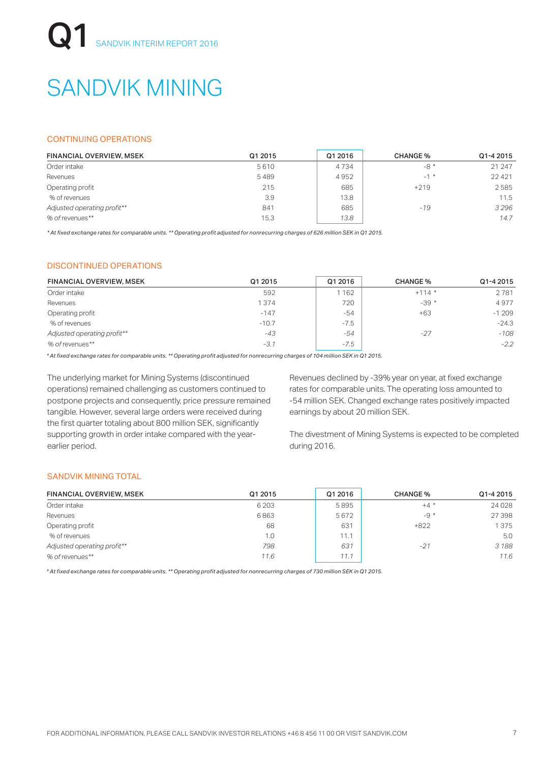# SANDVIK MINING

## CONTINUING OPERATIONS

| FINANCIAL OVERVIEW, MSEK | Q1 2015 | Q1 2016 | CHANGE % | Q1-4 2015 |
|---|---|---|---|---|
| Order intake | 5 610 | 4 734 | -8 * | 21 247 |
| Revenues | 5 489 | 4 952 | -1 * | 22 421 |
| Operating profit | 215 | 685 | +219 | 2 585 |
| % of revenues | 3.9 | 13.8 | | 11.5 |
| *Adjusted operating profit*** | *841* | *685* | *-19* | *3 296* |
| *% of revenues*** | *15.3* | *13.8* | | *14.7* |

*\* At fixed exchange rates for comparable units. \*\* Operating profit adjusted for nonrecurring charges of 626 million SEK in Q1 2015.*

## DISCONTINUED OPERATIONS

| FINANCIAL OVERVIEW, MSEK | Q1 2015 | Q1 2016 | CHANGE % | Q1-4 2015 |
|---|---|---|---|---|
| Order intake | 592 | 1 162 | +114 * | 2 781 |
| Revenues | 1 374 | 720 | -39 * | 4 977 |
| Operating profit | -147 | -54 | +63 | -1 209 |
| % of revenues | -10.7 | -7.5 | | -24.3 |
| *Adjusted operating profit*** | *-43* | *-54* | *-27* | *-108* |
| *% of revenues*** | *-3.1* | *-7.5* | | *-2.2* |

*\* At fixed exchange rates for comparable units. \*\* Operating profit adjusted for nonrecurring charges of 104 million SEK in Q1 2015.*

The underlying market for Mining Systems (discontinued operations) remained challenging as customers continued to postpone projects and consequently, price pressure remained tangible. However, several large orders were received during the first quarter totaling about 800 million SEK, significantly supporting growth in order intake compared with the year-earlier period.

Revenues declined by -39% year on year, at fixed exchange rates for comparable units. The operating loss amounted to -54 million SEK. Changed exchange rates positively impacted earnings by about 20 million SEK.

The divestment of Mining Systems is expected to be completed during 2016.

## SANDVIK MINING TOTAL

| FINANCIAL OVERVIEW, MSEK | Q1 2015 | Q1 2016 | CHANGE % | Q1-4 2015 |
|---|---|---|---|---|
| Order intake | 6 203 | 5 895 | +4 * | 24 028 |
| Revenues | 6 863 | 5 672 | -9 * | 27 398 |
| Operating profit | 68 | 631 | +822 | 1 375 |
| % of revenues | 1.0 | 11.1 | | 5.0 |
| *Adjusted operating profit*** | *798* | *631* | *-21* | *3 188* |
| *% of revenues*** | *11.6* | *11.1* | | *11.6* |

*\* At fixed exchange rates for comparable units. \*\* Operating profit adjusted for nonrecurring charges of 730 million SEK in Q1 2015.*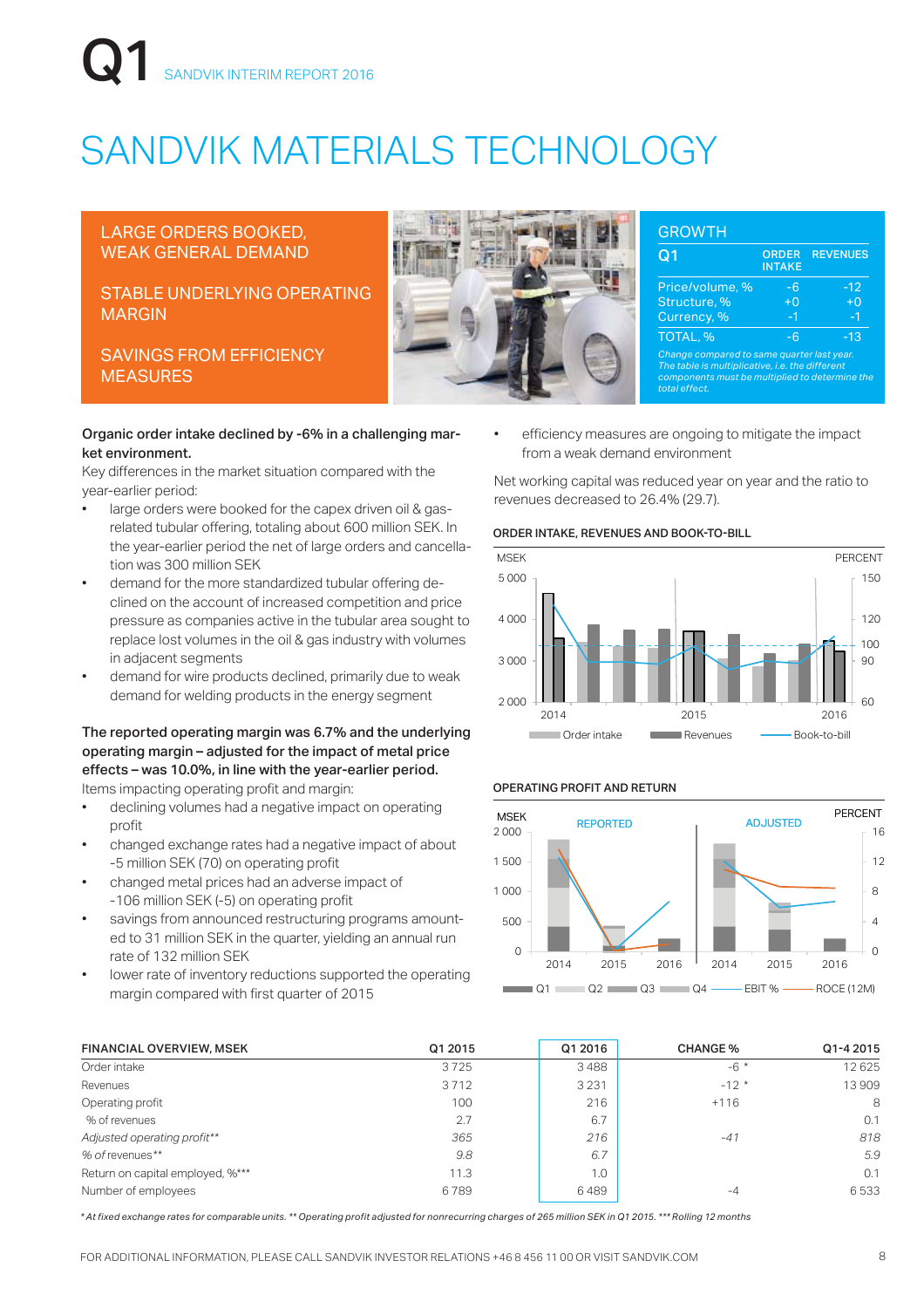# SANDVIK MATERIALS TECHNOLOGY

LARGE ORDERS BOOKED, WEAK GENERAL DEMAND

STABLE UNDERLYING OPERATING MARGIN

SAVINGS FROM EFFICIENCY MEASURES

## GROWTH

| Q1 | ORDER INTAKE | REVENUES |
|---|---|---|
| Price/volume, % | -6 | -12 |
| Structure, % | +0 | +0 |
| Currency, % | -1 | -1 |
| TOTAL, % | -6 | -13 |

*Change compared to same quarter last year. The table is multiplicative, i.e. the different components must be multiplied to determine the total effect.*

**Organic order intake declined by -6% in a challenging market environment.**

Key differences in the market situation compared with the year-earlier period:

- large orders were booked for the capex driven oil & gas-related tubular offering, totaling about 600 million SEK. In the year-earlier period the net of large orders and cancellation was 300 million SEK
- demand for the more standardized tubular offering declined on the account of increased competition and price pressure as companies active in the tubular area sought to replace lost volumes in the oil & gas industry with volumes in adjacent segments
- demand for wire products declined, primarily due to weak demand for welding products in the energy segment

**The reported operating margin was 6.7% and the underlying operating margin – adjusted for the impact of metal price effects – was 10.0%, in line with the year-earlier period.**

Items impacting operating profit and margin:

- declining volumes had a negative impact on operating profit
- changed exchange rates had a negative impact of about -5 million SEK (70) on operating profit
- changed metal prices had an adverse impact of -106 million SEK (-5) on operating profit
- savings from announced restructuring programs amounted to 31 million SEK in the quarter, yielding an annual run rate of 132 million SEK
- lower rate of inventory reductions supported the operating margin compared with first quarter of 2015
- efficiency measures are ongoing to mitigate the impact from a weak demand environment

Net working capital was reduced year on year and the ratio to revenues decreased to 26.4% (29.7).

**ORDER INTAKE, REVENUES AND BOOK-TO-BILL**

**OPERATING PROFIT AND RETURN**

| FINANCIAL OVERVIEW, MSEK | Q1 2015 | Q1 2016 | CHANGE % | Q1-4 2015 |
|---|---|---|---|---|
| Order intake | 3 725 | 3 488 | -6 * | 12 625 |
| Revenues | 3 712 | 3 231 | -12 * | 13 909 |
| Operating profit | 100 | 216 | +116 | 8 |
| % of revenues | 2.7 | 6.7 | | 0.1 |
| *Adjusted operating profit*** | *365* | *216* | *-41* | *818* |
| *% of revenues*** | *9.8* | *6.7* | | *5.9* |
| Return on capital employed, %*** | 11.3 | 1.0 | | 0.1 |
| Number of employees | 6 789 | 6 489 | -4 | 6 533 |

*\* At fixed exchange rates for comparable units. \*\* Operating profit adjusted for nonrecurring charges of 265 million SEK in Q1 2015. \*\*\* Rolling 12 months*

FOR ADDITIONAL INFORMATION, PLEASE CALL SANDVIK INVESTOR RELATIONS +46 8 456 11 00 OR VISIT SANDVIK.COM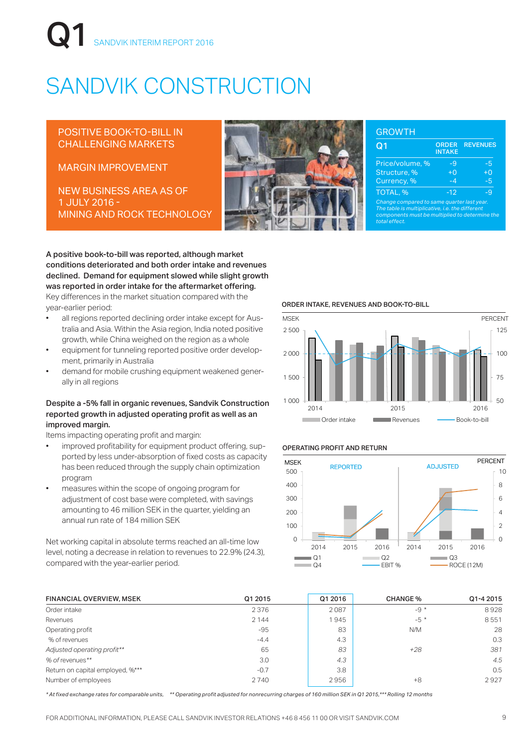# SANDVIK CONSTRUCTION

POSITIVE BOOK-TO-BILL IN CHALLENGING MARKETS

MARGIN IMPROVEMENT

NEW BUSINESS AREA AS OF 1 JULY 2016 - MINING AND ROCK TECHNOLOGY

## GROWTH

| Q1 | ORDER INTAKE | REVENUES |
|---|---|---|
| Price/volume, % | -9 | -5 |
| Structure, % | +0 | +0 |
| Currency, % | -4 | -5 |
| TOTAL, % | -12 | -9 |

*Change compared to same quarter last year. The table is multiplicative, i.e. the different components must be multiplied to determine the total effect.*

**A positive book-to-bill was reported, although market conditions deteriorated and both order intake and revenues declined. Demand for equipment slowed while slight growth was reported in order intake for the aftermarket offering.** Key differences in the market situation compared with the year-earlier period:

- all regions reported declining order intake except for Australia and Asia. Within the Asia region, India noted positive growth, while China weighed on the region as a whole
- equipment for tunneling reported positive order development, primarily in Australia
- demand for mobile crushing equipment weakened generally in all regions

**Despite a -5% fall in organic revenues, Sandvik Construction reported growth in adjusted operating profit as well as an improved margin.**

Items impacting operating profit and margin:

- improved profitability for equipment product offering, supported by less under-absorption of fixed costs as capacity has been reduced through the supply chain optimization program
- measures within the scope of ongoing program for adjustment of cost base were completed, with savings amounting to 46 million SEK in the quarter, yielding an annual run rate of 184 million SEK

Net working capital in absolute terms reached an all-time low level, noting a decrease in relation to revenues to 22.9% (24.3), compared with the year-earlier period.

**ORDER INTAKE, REVENUES AND BOOK-TO-BILL**

**OPERATING PROFIT AND RETURN**

| FINANCIAL OVERVIEW, MSEK | Q1 2015 | Q1 2016 | CHANGE % | Q1-4 2015 |
|---|---|---|---|---|
| Order intake | 2 376 | 2 087 | -9 * | 8 928 |
| Revenues | 2 144 | 1 945 | -5 * | 8 551 |
| Operating profit | -95 | 83 | N/M | 28 |
| % of revenues | -4.4 | 4.3 | | 0.3 |
| *Adjusted operating profit*** | *65* | *83* | *+28* | *381* |
| *% of revenues*** | *3.0* | *4.3* | | *4.5* |
| Return on capital employed, %*** | -0.7 | 3.8 | | 0.5 |
| Number of employees | 2 740 | 2 956 | +8 | 2 927 |

*\* At fixed exchange rates for comparable units, \*\* Operating profit adjusted for nonrecurring charges of 160 million SEK in Q1 2015, \*\*\* Rolling 12 months*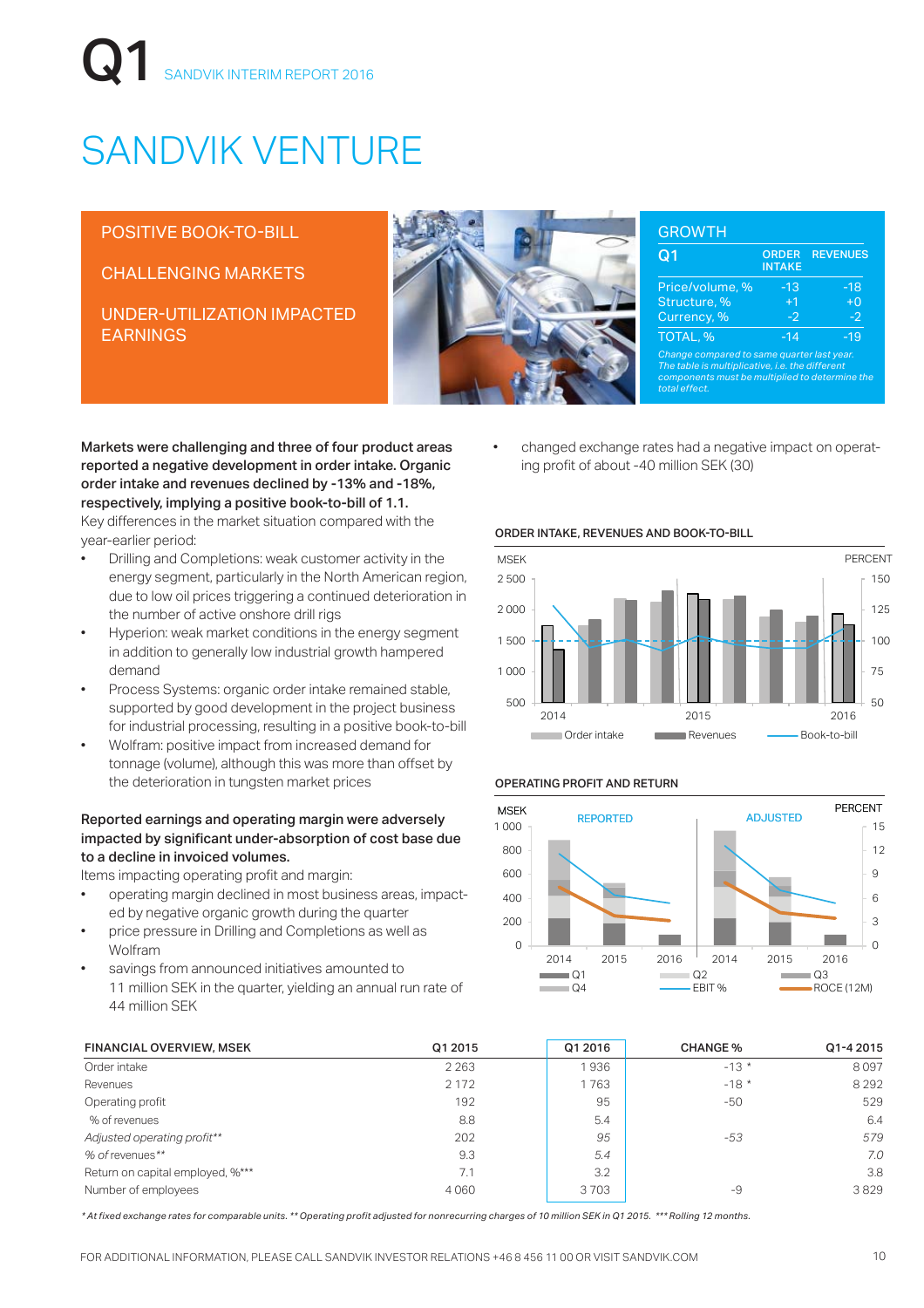# SANDVIK VENTURE

POSITIVE BOOK-TO-BILL

CHALLENGING MARKETS

UNDER-UTILIZATION IMPACTED EARNINGS

## GROWTH

| Q1 | ORDER INTAKE | REVENUES |
|---|---|---|
| Price/volume, % | -13 | -18 |
| Structure, % | +1 | +0 |
| Currency, % | -2 | -2 |
| TOTAL, % | -14 | -19 |

*Change compared to same quarter last year. The table is multiplicative, i.e. the different components must be multiplied to determine the total effect.*

**Markets were challenging and three of four product areas reported a negative development in order intake. Organic order intake and revenues declined by -13% and -18%, respectively, implying a positive book-to-bill of 1.1.**

Key differences in the market situation compared with the year-earlier period:

- Drilling and Completions: weak customer activity in the energy segment, particularly in the North American region, due to low oil prices triggering a continued deterioration in the number of active onshore drill rigs
- Hyperion: weak market conditions in the energy segment in addition to generally low industrial growth hampered demand
- Process Systems: organic order intake remained stable, supported by good development in the project business for industrial processing, resulting in a positive book-to-bill
- Wolfram: positive impact from increased demand for tonnage (volume), although this was more than offset by the deterioration in tungsten market prices

**Reported earnings and operating margin were adversely impacted by significant under-absorption of cost base due to a decline in invoiced volumes.**

Items impacting operating profit and margin:

- operating margin declined in most business areas, impacted by negative organic growth during the quarter
- price pressure in Drilling and Completions as well as Wolfram
- savings from announced initiatives amounted to 11 million SEK in the quarter, yielding an annual run rate of 44 million SEK
- changed exchange rates had a negative impact on operating profit of about -40 million SEK (30)

**ORDER INTAKE, REVENUES AND BOOK-TO-BILL**

**OPERATING PROFIT AND RETURN**

| FINANCIAL OVERVIEW, MSEK | Q1 2015 | Q1 2016 | CHANGE % | Q1-4 2015 |
|---|---|---|---|---|
| Order intake | 2 263 | 1 936 | -13 * | 8 097 |
| Revenues | 2 172 | 1 763 | -18 * | 8 292 |
| Operating profit | 192 | 95 | -50 | 529 |
| % of revenues | 8.8 | 5.4 | | 6.4 |
| *Adjusted operating profit*** | *202* | *95* | *-53* | *579* |
| *% of revenues*** | *9.3* | *5.4* | | *7.0* |
| Return on capital employed, %*** | 7.1 | 3.2 | | 3.8 |
| Number of employees | 4 060 | 3 703 | -9 | 3 829 |

*\* At fixed exchange rates for comparable units. \*\* Operating profit adjusted for nonrecurring charges of 10 million SEK in Q1 2015. \*\*\* Rolling 12 months.*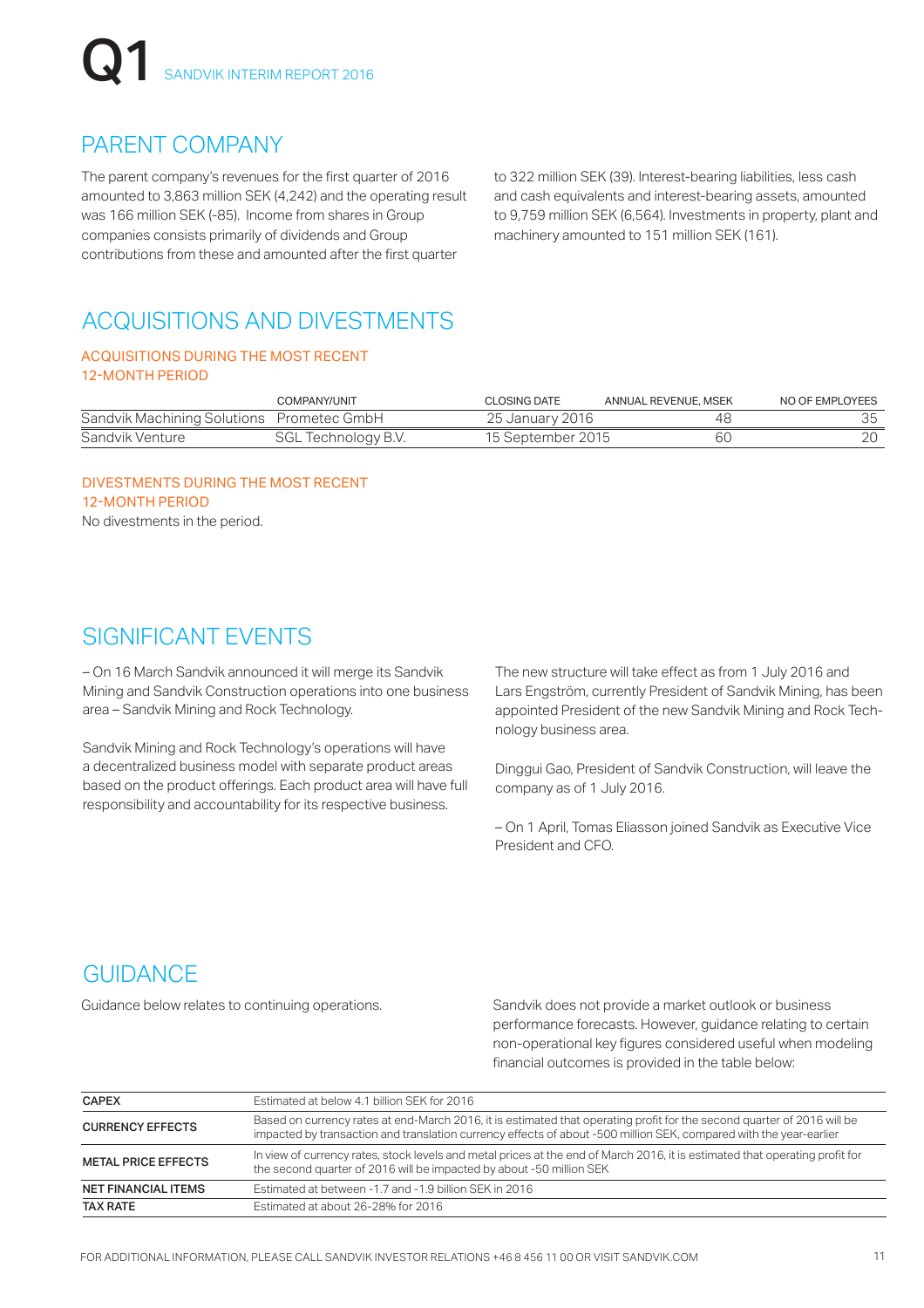## PARENT COMPANY

The parent company's revenues for the first quarter of 2016 amounted to 3,863 million SEK (4,242) and the operating result was 166 million SEK (-85). Income from shares in Group companies consists primarily of dividends and Group contributions from these and amounted after the first quarter to 322 million SEK (39). Interest-bearing liabilities, less cash and cash equivalents and interest-bearing assets, amounted to 9,759 million SEK (6,564). Investments in property, plant and machinery amounted to 151 million SEK (161).

## ACQUISITIONS AND DIVESTMENTS

### ACQUISITIONS DURING THE MOST RECENT 12-MONTH PERIOD

| | COMPANY/UNIT | CLOSING DATE | ANNUAL REVENUE, MSEK | NO OF EMPLOYEES |
|---|---|---|---|---|
| Sandvik Machining Solutions | Prometec GmbH | 25 January 2016 | 48 | 35 |
| Sandvik Venture | SGL Technology B.V. | 15 September 2015 | 60 | 20 |

### DIVESTMENTS DURING THE MOST RECENT 12-MONTH PERIOD

No divestments in the period.

## SIGNIFICANT EVENTS

– On 16 March Sandvik announced it will merge its Sandvik Mining and Sandvik Construction operations into one business area – Sandvik Mining and Rock Technology.

Sandvik Mining and Rock Technology's operations will have a decentralized business model with separate product areas based on the product offerings. Each product area will have full responsibility and accountability for its respective business.

The new structure will take effect as from 1 July 2016 and Lars Engström, currently President of Sandvik Mining, has been appointed President of the new Sandvik Mining and Rock Technology business area.

Dinggui Gao, President of Sandvik Construction, will leave the company as of 1 July 2016.

– On 1 April, Tomas Eliasson joined Sandvik as Executive Vice President and CFO.

## GUIDANCE

Guidance below relates to continuing operations.

Sandvik does not provide a market outlook or business performance forecasts. However, guidance relating to certain non-operational key figures considered useful when modeling financial outcomes is provided in the table below:

| | |
|---|---|
| **CAPEX** | Estimated at below 4.1 billion SEK for 2016 |
| **CURRENCY EFFECTS** | Based on currency rates at end-March 2016, it is estimated that operating profit for the second quarter of 2016 will be impacted by transaction and translation currency effects of about -500 million SEK, compared with the year-earlier |
| **METAL PRICE EFFECTS** | In view of currency rates, stock levels and metal prices at the end of March 2016, it is estimated that operating profit for the second quarter of 2016 will be impacted by about -50 million SEK |
| **NET FINANCIAL ITEMS** | Estimated at between -1.7 and -1.9 billion SEK in 2016 |
| **TAX RATE** | Estimated at about 26-28% for 2016 |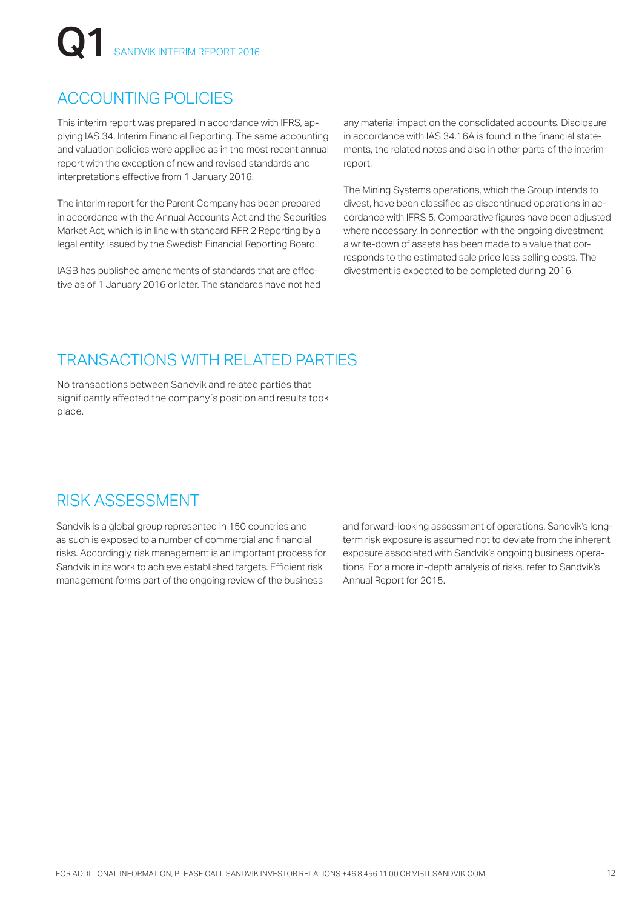## ACCOUNTING POLICIES

This interim report was prepared in accordance with IFRS, applying IAS 34, Interim Financial Reporting. The same accounting and valuation policies were applied as in the most recent annual report with the exception of new and revised standards and interpretations effective from 1 January 2016.

The interim report for the Parent Company has been prepared in accordance with the Annual Accounts Act and the Securities Market Act, which is in line with standard RFR 2 Reporting by a legal entity, issued by the Swedish Financial Reporting Board.

IASB has published amendments of standards that are effective as of 1 January 2016 or later. The standards have not had any material impact on the consolidated accounts. Disclosure in accordance with IAS 34.16A is found in the financial statements, the related notes and also in other parts of the interim report.

The Mining Systems operations, which the Group intends to divest, have been classified as discontinued operations in accordance with IFRS 5. Comparative figures have been adjusted where necessary. In connection with the ongoing divestment, a write-down of assets has been made to a value that corresponds to the estimated sale price less selling costs. The divestment is expected to be completed during 2016.

## TRANSACTIONS WITH RELATED PARTIES

No transactions between Sandvik and related parties that significantly affected the company´s position and results took place.

## RISK ASSESSMENT

Sandvik is a global group represented in 150 countries and as such is exposed to a number of commercial and financial risks. Accordingly, risk management is an important process for Sandvik in its work to achieve established targets. Efficient risk management forms part of the ongoing review of the business and forward-looking assessment of operations. Sandvik's long-term risk exposure is assumed not to deviate from the inherent exposure associated with Sandvik's ongoing business operations. For a more in-depth analysis of risks, refer to Sandvik's Annual Report for 2015.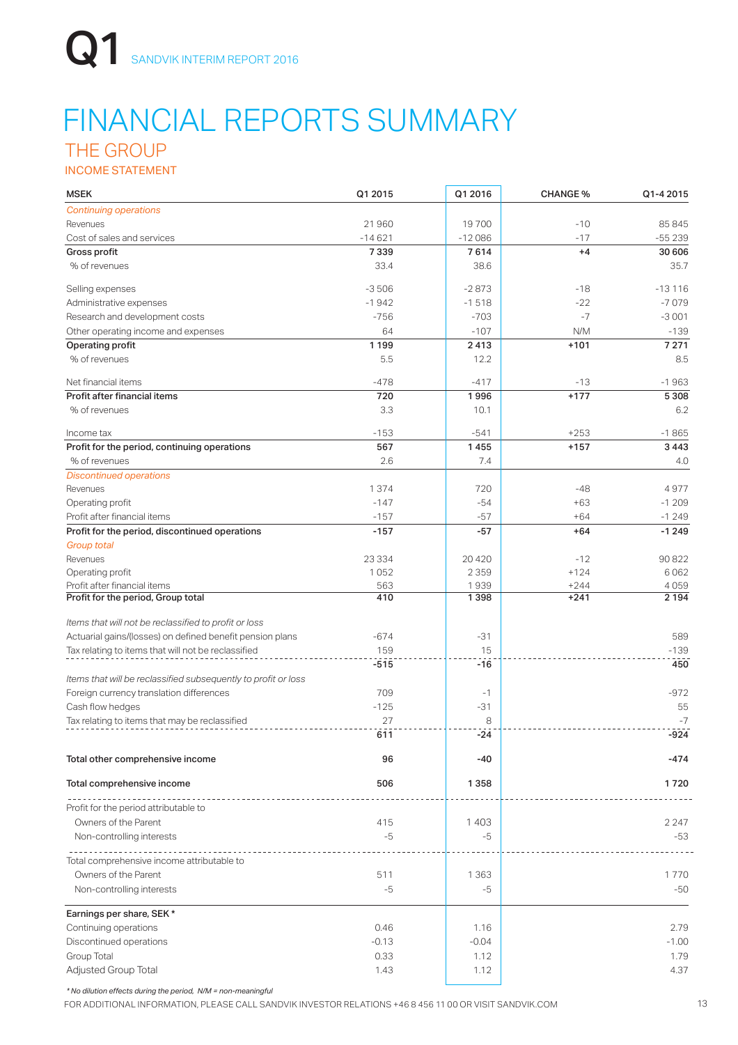# FINANCIAL REPORTS SUMMARY

## THE GROUP

### INCOME STATEMENT

| MSEK | Q1 2015 | Q1 2016 | CHANGE % | Q1-4 2015 |
|---|---|---|---|---|
| *Continuing operations* | | | | |
| Revenues | 21 960 | 19 700 | -10 | 85 845 |
| Cost of sales and services | -14 621 | -12 086 | -17 | -55 239 |
| **Gross profit** | **7 339** | **7 614** | **+4** | **30 606** |
| % of revenues | 33.4 | 38.6 | | 35.7 |
| Selling expenses | -3 506 | -2 873 | -18 | -13 116 |
| Administrative expenses | -1 942 | -1 518 | -22 | -7 079 |
| Research and development costs | -756 | -703 | -7 | -3 001 |
| Other operating income and expenses | 64 | -107 | N/M | -139 |
| **Operating profit** | **1 199** | **2 413** | **+101** | **7 271** |
| % of revenues | 5.5 | 12.2 | | 8.5 |
| Net financial items | -478 | -417 | -13 | -1 963 |
| **Profit after financial items** | **720** | **1 996** | **+177** | **5 308** |
| % of revenues | 3.3 | 10.1 | | 6.2 |
| Income tax | -153 | -541 | +253 | -1 865 |
| **Profit for the period, continuing operations** | **567** | **1 455** | **+157** | **3 443** |
| % of revenues | 2.6 | 7.4 | | 4.0 |
| *Discontinued operations* | | | | |
| Revenues | 1 374 | 720 | -48 | 4 977 |
| Operating profit | -147 | -54 | +63 | -1 209 |
| Profit after financial items | -157 | -57 | +64 | -1 249 |
| **Profit for the period, discontinued operations** | **-157** | **-57** | **+64** | **-1 249** |
| *Group total* | | | | |
| Revenues | 23 334 | 20 420 | -12 | 90 822 |
| Operating profit | 1 052 | 2 359 | +124 | 6 062 |
| Profit after financial items | 563 | 1 939 | +244 | 4 059 |
| **Profit for the period, Group total** | **410** | **1 398** | **+241** | **2 194** |
| *Items that will not be reclassified to profit or loss* | | | | |
| Actuarial gains/(losses) on defined benefit pension plans | -674 | -31 | | 589 |
| Tax relating to items that will not be reclassified | 159 | 15 | | -139 |
| | -515 | -16 | | 450 |
| *Items that will be reclassified subsequently to profit or loss* | | | | |
| Foreign currency translation differences | 709 | -1 | | -972 |
| Cash flow hedges | -125 | -31 | | 55 |
| Tax relating to items that may be reclassified | 27 | 8 | | -7 |
| | 611 | -24 | | -924 |
| **Total other comprehensive income** | **96** | **-40** | | **-474** |
| **Total comprehensive income** | **506** | **1 358** | | **1 720** |
| Profit for the period attributable to | | | | |
| Owners of the Parent | 415 | 1 403 | | 2 247 |
| Non-controlling interests | -5 | -5 | | -53 |
| Total comprehensive income attributable to | | | | |
| Owners of the Parent | 511 | 1 363 | | 1 770 |
| Non-controlling interests | -5 | -5 | | -50 |
| **Earnings per share, SEK \*** | | | | |
| Continuing operations | 0.46 | 1.16 | | 2.79 |
| Discontinued operations | -0.13 | -0.04 | | -1.00 |
| Group Total | 0.33 | 1.12 | | 1.79 |
| Adjusted Group Total | 1.43 | 1.12 | | 4.37 |

*\* No dilution effects during the period, N/M = non-meaningful*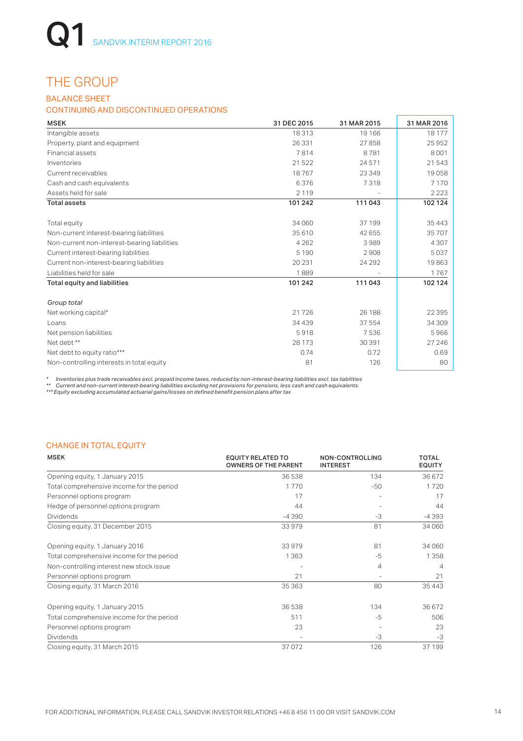# THE GROUP

## BALANCE SHEET

### CONTINUING AND DISCONTINUED OPERATIONS

| MSEK | 31 DEC 2015 | 31 MAR 2015 | 31 MAR 2016 |
|---|---|---|---|
| Intangible assets | 18 313 | 19 166 | 18 177 |
| Property, plant and equipment | 26 331 | 27 858 | 25 952 |
| Financial assets | 7 814 | 8 781 | 8 001 |
| Inventories | 21 522 | 24 571 | 21 543 |
| Current receivables | 18 767 | 23 349 | 19 058 |
| Cash and cash equivalents | 6 376 | 7 318 | 7 170 |
| Assets held for sale | 2 119 | - | 2 223 |
| **Total assets** | **101 242** | **111 043** | **102 124** |
| | | | |
| Total equity | 34 060 | 37 199 | 35 443 |
| Non-current interest-bearing liabilities | 35 610 | 42 655 | 35 707 |
| Non-current non-interest-bearing liabilities | 4 262 | 3 989 | 4 307 |
| Current interest-bearing liabilities | 5 190 | 2 908 | 5 037 |
| Current non-interest-bearing liabilities | 20 231 | 24 292 | 19 863 |
| Liabilities held for sale | 1 889 | - | 1 767 |
| **Total equity and liabilities** | **101 242** | **111 043** | **102 124** |
| | | | |
| *Group total* | | | |
| Net working capital* | 21 726 | 26 188 | 22 395 |
| Loans | 34 439 | 37 554 | 34 309 |
| Net pension liabilities | 5 918 | 7 536 | 5 966 |
| Net debt ** | 28 173 | 30 391 | 27 246 |
| Net debt to equity ratio*** | 0.74 | 0.72 | 0.69 |
| Non-controlling interests in total equity | 81 | 126 | 80 |

*\* Inventories plus trade receivables excl. prepaid income taxes, reduced by non-interest-bearing liabilities excl. tax liabilities*
*\*\* Current and non-current interest-bearing liabilities excluding net provisions for pensions, less cash and cash equivalents.*
*\*\*\* Equity excluding accumulated actuarial gains/losses on defined benefit pension plans after tax*

## CHANGE IN TOTAL EQUITY

| MSEK | EQUITY RELATED TO OWNERS OF THE PARENT | NON-CONTROLLING INTEREST | TOTAL EQUITY |
|---|---|---|---|
| Opening equity, 1 January 2015 | 36 538 | 134 | 36 672 |
| Total comprehensive income for the period | 1 770 | -50 | 1 720 |
| Personnel options program | 17 | - | 17 |
| Hedge of personnel options program | 44 | - | 44 |
| Dividends | -4 390 | -3 | -4 393 |
| Closing equity, 31 December 2015 | 33 979 | 81 | 34 060 |
| | | | |
| Opening equity, 1 January 2016 | 33 979 | 81 | 34 060 |
| Total comprehensive income for the period | 1 363 | -5 | 1 358 |
| Non-controlling interest new stock issue | - | 4 | 4 |
| Personnel options program | 21 | - | 21 |
| Closing equity, 31 March 2016 | 35 363 | 80 | 35 443 |
| | | | |
| Opening equity, 1 January 2015 | 36 538 | 134 | 36 672 |
| Total comprehensive income for the period | 511 | -5 | 506 |
| Personnel options program | 23 | - | 23 |
| Dividends | - | -3 | -3 |
| Closing equity, 31 March 2015 | 37 072 | 126 | 37 199 |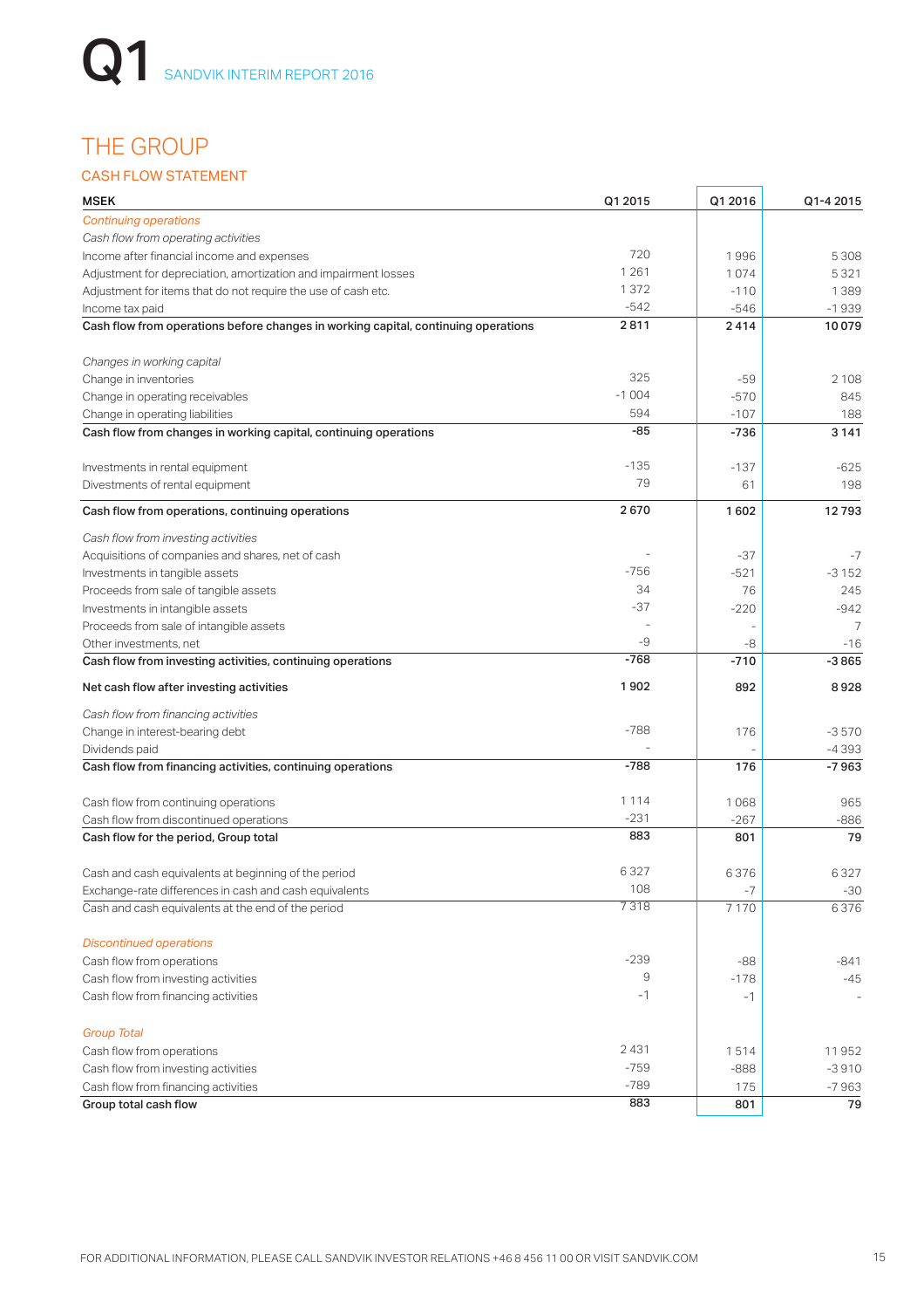# THE GROUP

## CASH FLOW STATEMENT

| MSEK | Q1 2015 | Q1 2016 | Q1-4 2015 |
|---|---|---|---|
| *Continuing operations* | | | |
| *Cash flow from operating activities* | | | |
| Income after financial income and expenses | 720 | 1 996 | 5 308 |
| Adjustment for depreciation, amortization and impairment losses | 1 261 | 1 074 | 5 321 |
| Adjustment for items that do not require the use of cash etc. | 1 372 | -110 | 1 389 |
| Income tax paid | -542 | -546 | -1 939 |
| **Cash flow from operations before changes in working capital, continuing operations** | **2 811** | **2 414** | **10 079** |
| *Changes in working capital* | | | |
| Change in inventories | 325 | -59 | 2 108 |
| Change in operating receivables | -1 004 | -570 | 845 |
| Change in operating liabilities | 594 | -107 | 188 |
| **Cash flow from changes in working capital, continuing operations** | **-85** | **-736** | **3 141** |
| Investments in rental equipment | -135 | -137 | -625 |
| Divestments of rental equipment | 79 | 61 | 198 |
| **Cash flow from operations, continuing operations** | **2 670** | **1 602** | **12 793** |
| *Cash flow from investing activities* | | | |
| Acquisitions of companies and shares, net of cash | - | -37 | -7 |
| Investments in tangible assets | -756 | -521 | -3 152 |
| Proceeds from sale of tangible assets | 34 | 76 | 245 |
| Investments in intangible assets | -37 | -220 | -942 |
| Proceeds from sale of intangible assets | - | - | 7 |
| Other investments, net | -9 | -8 | -16 |
| **Cash flow from investing activities, continuing operations** | **-768** | **-710** | **-3 865** |
| **Net cash flow after investing activities** | **1 902** | **892** | **8 928** |
| *Cash flow from financing activities* | | | |
| Change in interest-bearing debt | -788 | 176 | -3 570 |
| Dividends paid | - | - | -4 393 |
| **Cash flow from financing activities, continuing operations** | **-788** | **176** | **-7 963** |
| Cash flow from continuing operations | 1 114 | 1 068 | 965 |
| Cash flow from discontinued operations | -231 | -267 | -886 |
| **Cash flow for the period, Group total** | **883** | **801** | **79** |
| Cash and cash equivalents at beginning of the period | 6 327 | 6 376 | 6 327 |
| Exchange-rate differences in cash and cash equivalents | 108 | -7 | -30 |
| Cash and cash equivalents at the end of the period | 7 318 | 7 170 | 6 376 |
| *Discontinued operations* | | | |
| Cash flow from operations | -239 | -88 | -841 |
| Cash flow from investing activities | 9 | -178 | -45 |
| Cash flow from financing activities | -1 | -1 | - |
| *Group Total* | | | |
| Cash flow from operations | 2 431 | 1 514 | 11 952 |
| Cash flow from investing activities | -759 | -888 | -3 910 |
| Cash flow from financing activities | -789 | 175 | -7 963 |
| **Group total cash flow** | **883** | **801** | **79** |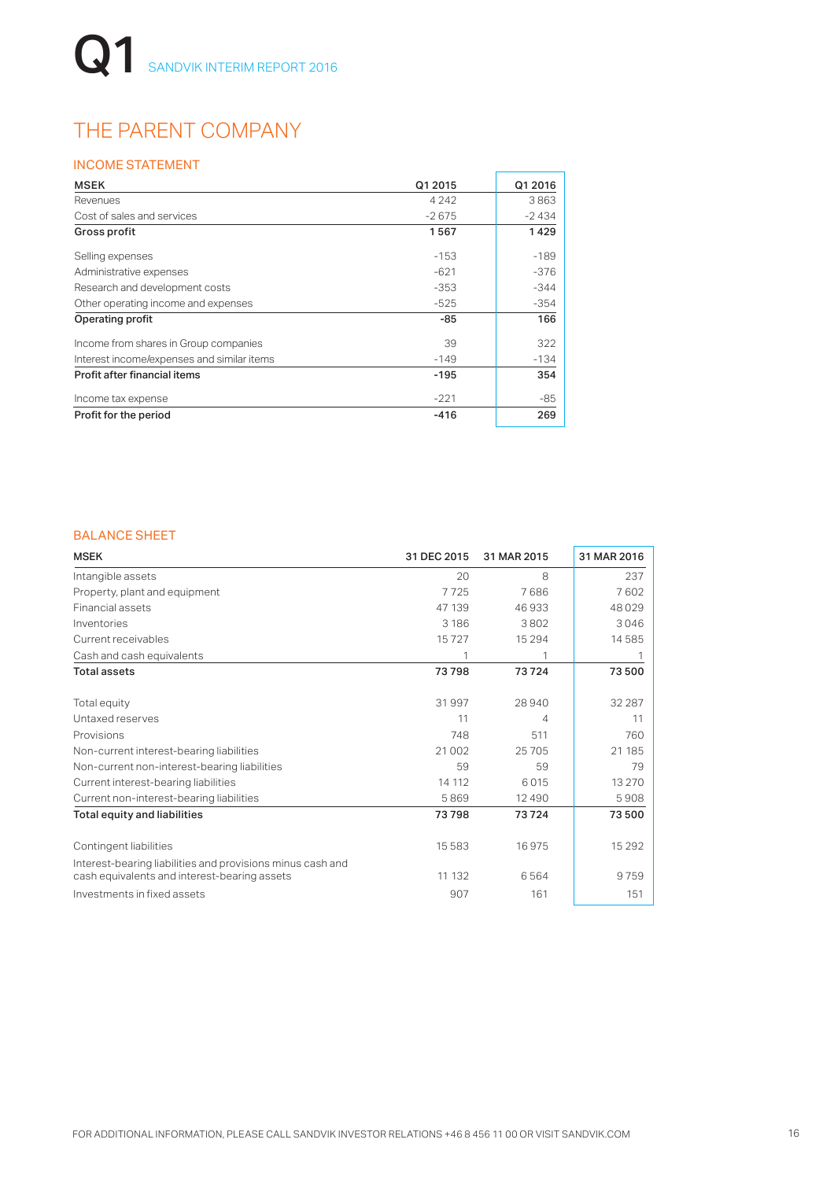# THE PARENT COMPANY

## INCOME STATEMENT

| MSEK | Q1 2015 | Q1 2016 |
|---|---|---|
| Revenues | 4 242 | 3 863 |
| Cost of sales and services | -2 675 | -2 434 |
| **Gross profit** | **1 567** | **1 429** |
| Selling expenses | -153 | -189 |
| Administrative expenses | -621 | -376 |
| Research and development costs | -353 | -344 |
| Other operating income and expenses | -525 | -354 |
| **Operating profit** | **-85** | **166** |
| Income from shares in Group companies | 39 | 322 |
| Interest income/expenses and similar items | -149 | -134 |
| **Profit after financial items** | **-195** | **354** |
| Income tax expense | -221 | -85 |
| **Profit for the period** | **-416** | **269** |

## BALANCE SHEET

| MSEK | 31 DEC 2015 | 31 MAR 2015 | 31 MAR 2016 |
|---|---|---|---|
| Intangible assets | 20 | 8 | 237 |
| Property, plant and equipment | 7 725 | 7 686 | 7 602 |
| Financial assets | 47 139 | 46 933 | 48 029 |
| Inventories | 3 186 | 3 802 | 3 046 |
| Current receivables | 15 727 | 15 294 | 14 585 |
| Cash and cash equivalents | 1 | 1 | 1 |
| **Total assets** | **73 798** | **73 724** | **73 500** |
| Total equity | 31 997 | 28 940 | 32 287 |
| Untaxed reserves | 11 | 4 | 11 |
| Provisions | 748 | 511 | 760 |
| Non-current interest-bearing liabilities | 21 002 | 25 705 | 21 185 |
| Non-current non-interest-bearing liabilities | 59 | 59 | 79 |
| Current interest-bearing liabilities | 14 112 | 6 015 | 13 270 |
| Current non-interest-bearing liabilities | 5 869 | 12 490 | 5 908 |
| **Total equity and liabilities** | **73 798** | **73 724** | **73 500** |
| Contingent liabilities | 15 583 | 16 975 | 15 292 |
| Interest-bearing liabilities and provisions minus cash and cash equivalents and interest-bearing assets | 11 132 | 6 564 | 9 759 |
| Investments in fixed assets | 907 | 161 | 151 |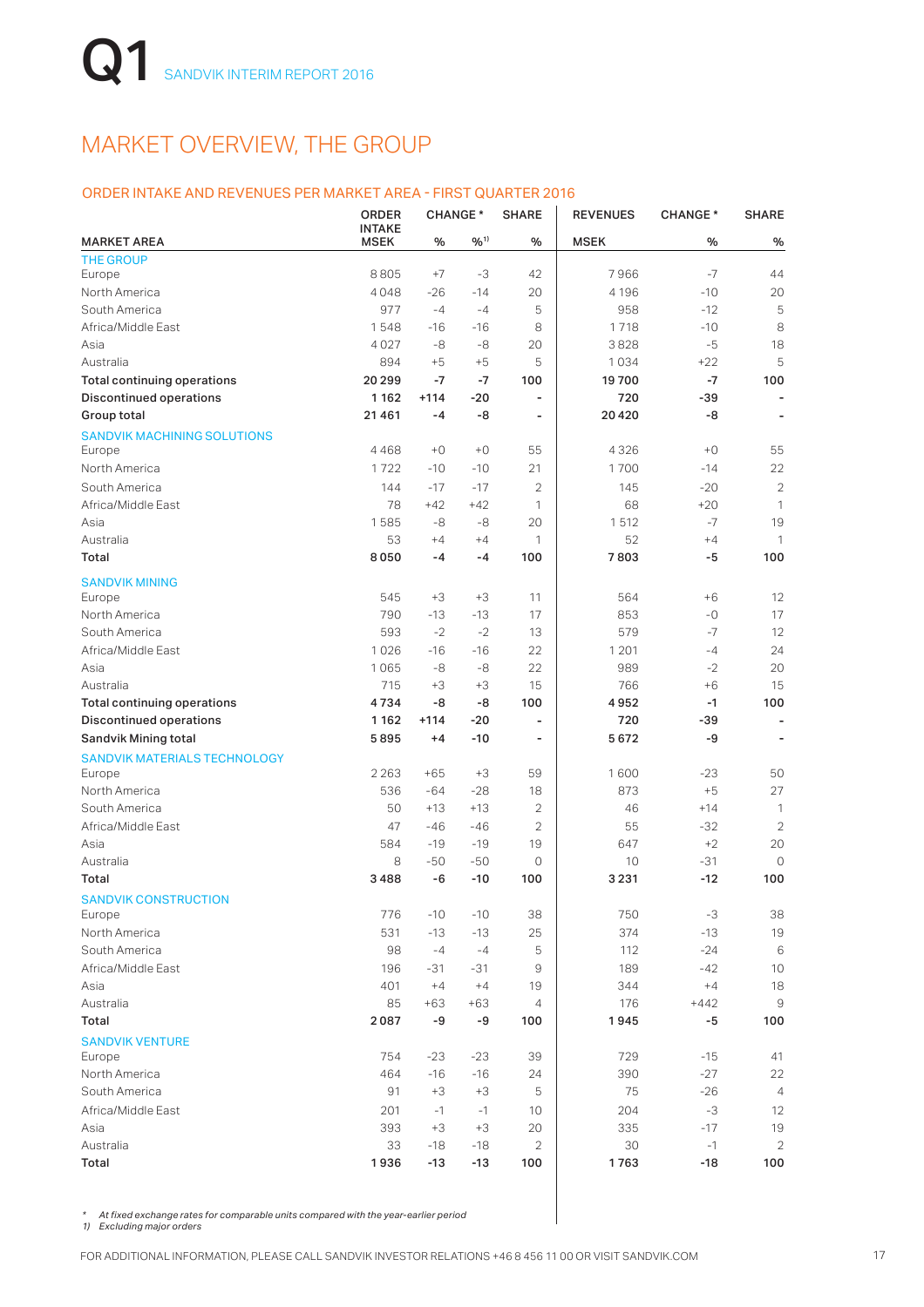# MARKET OVERVIEW, THE GROUP

## ORDER INTAKE AND REVENUES PER MARKET AREA - FIRST QUARTER 2016

| MARKET AREA | ORDER INTAKE MSEK | CHANGE * % | CHANGE * %[1] | SHARE % | REVENUES MSEK | CHANGE * % | SHARE % |
|---|---|---|---|---|---|---|---|
| **THE GROUP** | | | | | | | |
| Europe | 8 805 | +7 | -3 | 42 | 7 966 | -7 | 44 |
| North America | 4 048 | -26 | -14 | 20 | 4 196 | -10 | 20 |
| South America | 977 | -4 | -4 | 5 | 958 | -12 | 5 |
| Africa/Middle East | 1 548 | -16 | -16 | 8 | 1 718 | -10 | 8 |
| Asia | 4 027 | -8 | -8 | 20 | 3 828 | -5 | 18 |
| Australia | 894 | +5 | +5 | 5 | 1 034 | +22 | 5 |
| **Total continuing operations** | **20 299** | **-7** | **-7** | **100** | **19 700** | **-7** | **100** |
| **Discontinued operations** | **1 162** | **+114** | **-20** | **-** | **720** | **-39** | **-** |
| **Group total** | **21 461** | **-4** | **-8** | **-** | **20 420** | **-8** | **-** |
| **SANDVIK MACHINING SOLUTIONS** | | | | | | | |
| Europe | 4 468 | +0 | +0 | 55 | 4 326 | +0 | 55 |
| North America | 1 722 | -10 | -10 | 21 | 1 700 | -14 | 22 |
| South America | 144 | -17 | -17 | 2 | 145 | -20 | 2 |
| Africa/Middle East | 78 | +42 | +42 | 1 | 68 | +20 | 1 |
| Asia | 1 585 | -8 | -8 | 20 | 1 512 | -7 | 19 |
| Australia | 53 | +4 | +4 | 1 | 52 | +4 | 1 |
| **Total** | **8 050** | **-4** | **-4** | **100** | **7 803** | **-5** | **100** |
| **SANDVIK MINING** | | | | | | | |
| Europe | 545 | +3 | +3 | 11 | 564 | +6 | 12 |
| North America | 790 | -13 | -13 | 17 | 853 | -0 | 17 |
| South America | 593 | -2 | -2 | 13 | 579 | -7 | 12 |
| Africa/Middle East | 1 026 | -16 | -16 | 22 | 1 201 | -4 | 24 |
| Asia | 1 065 | -8 | -8 | 22 | 989 | -2 | 20 |
| Australia | 715 | +3 | +3 | 15 | 766 | +6 | 15 |
| **Total continuing operations** | **4 734** | **-8** | **-8** | **100** | **4 952** | **-1** | **100** |
| **Discontinued operations** | **1 162** | **+114** | **-20** | **-** | **720** | **-39** | **-** |
| **Sandvik Mining total** | **5 895** | **+4** | **-10** | **-** | **5 672** | **-9** | **-** |
| **SANDVIK MATERIALS TECHNOLOGY** | | | | | | | |
| Europe | 2 263 | +65 | +3 | 59 | 1 600 | -23 | 50 |
| North America | 536 | -64 | -28 | 18 | 873 | +5 | 27 |
| South America | 50 | +13 | +13 | 2 | 46 | +14 | 1 |
| Africa/Middle East | 47 | -46 | -46 | 2 | 55 | -32 | 2 |
| Asia | 584 | -19 | -19 | 19 | 647 | +2 | 20 |
| Australia | 8 | -50 | -50 | 0 | 10 | -31 | 0 |
| **Total** | **3 488** | **-6** | **-10** | **100** | **3 231** | **-12** | **100** |
| **SANDVIK CONSTRUCTION** | | | | | | | |
| Europe | 776 | -10 | -10 | 38 | 750 | -3 | 38 |
| North America | 531 | -13 | -13 | 25 | 374 | -13 | 19 |
| South America | 98 | -4 | -4 | 5 | 112 | -24 | 6 |
| Africa/Middle East | 196 | -31 | -31 | 9 | 189 | -42 | 10 |
| Asia | 401 | +4 | +4 | 19 | 344 | +4 | 18 |
| Australia | 85 | +63 | +63 | 4 | 176 | +442 | 9 |
| **Total** | **2 087** | **-9** | **-9** | **100** | **1 945** | **-5** | **100** |
| **SANDVIK VENTURE** | | | | | | | |
| Europe | 754 | -23 | -23 | 39 | 729 | -15 | 41 |
| North America | 464 | -16 | -16 | 24 | 390 | -27 | 22 |
| South America | 91 | +3 | +3 | 5 | 75 | -26 | 4 |
| Africa/Middle East | 201 | -1 | -1 | 10 | 204 | -3 | 12 |
| Asia | 393 | +3 | +3 | 20 | 335 | -17 | 19 |
| Australia | 33 | -18 | -18 | 2 | 30 | -1 | 2 |
| **Total** | **1 936** | **-13** | **-13** | **100** | **1 763** | **-18** | **100** |

*\* At fixed exchange rates for comparable units compared with the year-earlier period*
*1) Excluding major orders*

FOR ADDITIONAL INFORMATION, PLEASE CALL SANDVIK INVESTOR RELATIONS +46 8 456 11 00 OR VISIT SANDVIK.COM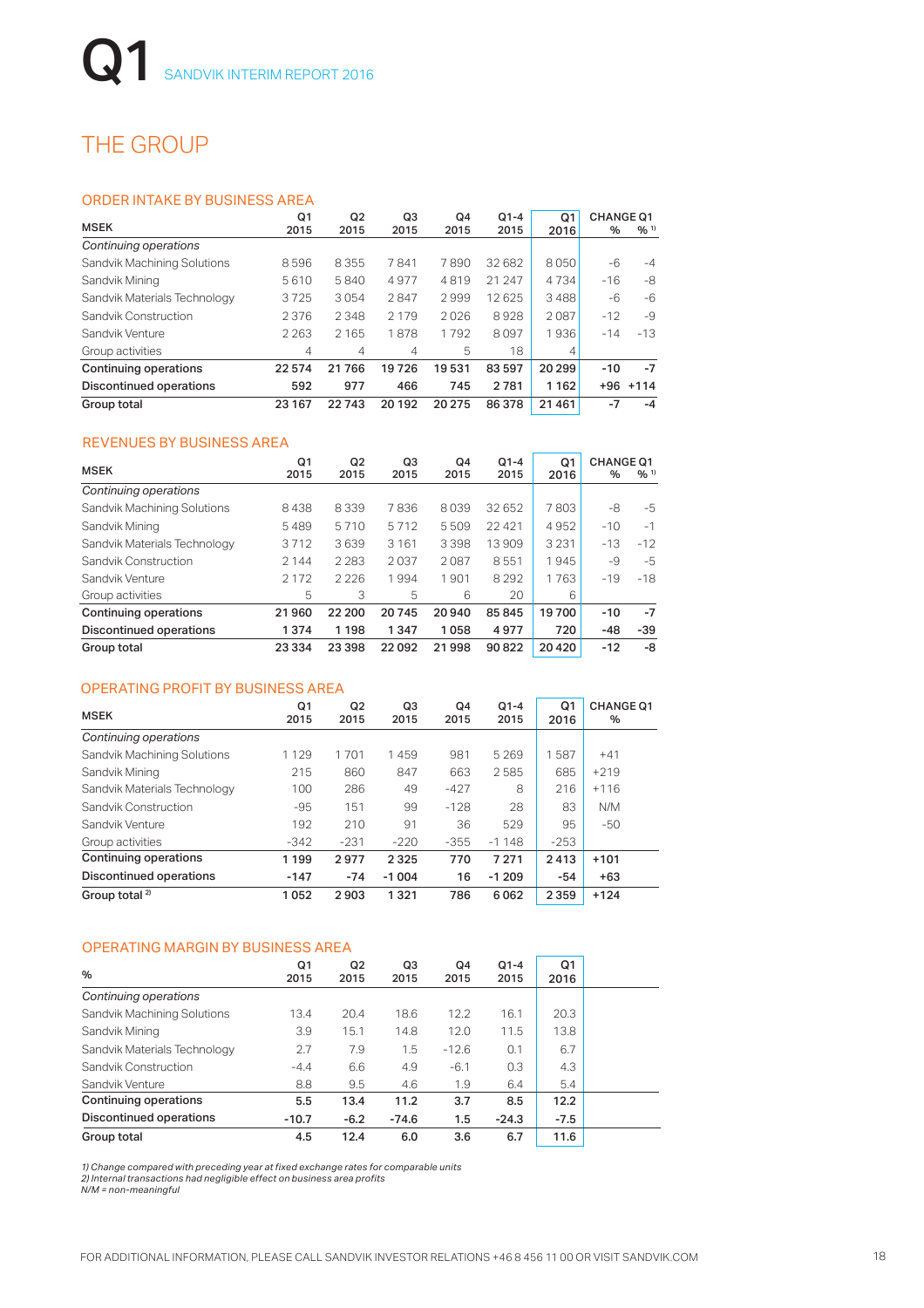# Q1 SANDVIK INTERIM REPORT 2016

## THE GROUP

### ORDER INTAKE BY BUSINESS AREA

| MSEK | Q1 2015 | Q2 2015 | Q3 2015 | Q4 2015 | Q1-4 2015 | Q1 2016 | CHANGE Q1 % | CHANGE Q1 % [1] |
|---|---|---|---|---|---|---|---|---|
| *Continuing operations* | | | | | | | | |
| Sandvik Machining Solutions | 8 596 | 8 355 | 7 841 | 7 890 | 32 682 | 8 050 | -6 | -4 |
| Sandvik Mining | 5 610 | 5 840 | 4 977 | 4 819 | 21 247 | 4 734 | -16 | -8 |
| Sandvik Materials Technology | 3 725 | 3 054 | 2 847 | 2 999 | 12 625 | 3 488 | -6 | -6 |
| Sandvik Construction | 2 376 | 2 348 | 2 179 | 2 026 | 8 928 | 2 087 | -12 | -9 |
| Sandvik Venture | 2 263 | 2 165 | 1 878 | 1 792 | 8 097 | 1 936 | -14 | -13 |
| Group activities | 4 | 4 | 4 | 5 | 18 | 4 | | |
| **Continuing operations** | **22 574** | **21 766** | **19 726** | **19 531** | **83 597** | **20 299** | **-10** | **-7** |
| **Discontinued operations** | **592** | **977** | **466** | **745** | **2 781** | **1 162** | **+96** | **+114** |
| **Group total** | **23 167** | **22 743** | **20 192** | **20 275** | **86 378** | **21 461** | **-7** | **-4** |

### REVENUES BY BUSINESS AREA

| MSEK | Q1 2015 | Q2 2015 | Q3 2015 | Q4 2015 | Q1-4 2015 | Q1 2016 | CHANGE Q1 % | CHANGE Q1 % [1] |
|---|---|---|---|---|---|---|---|---|
| *Continuing operations* | | | | | | | | |
| Sandvik Machining Solutions | 8 438 | 8 339 | 7 836 | 8 039 | 32 652 | 7 803 | -8 | -5 |
| Sandvik Mining | 5 489 | 5 710 | 5 712 | 5 509 | 22 421 | 4 952 | -10 | -1 |
| Sandvik Materials Technology | 3 712 | 3 639 | 3 161 | 3 398 | 13 909 | 3 231 | -13 | -12 |
| Sandvik Construction | 2 144 | 2 283 | 2 037 | 2 087 | 8 551 | 1 945 | -9 | -5 |
| Sandvik Venture | 2 172 | 2 226 | 1 994 | 1 901 | 8 292 | 1 763 | -19 | -18 |
| Group activities | 5 | 3 | 5 | 6 | 20 | 6 | | |
| **Continuing operations** | **21 960** | **22 200** | **20 745** | **20 940** | **85 845** | **19 700** | **-10** | **-7** |
| **Discontinued operations** | **1 374** | **1 198** | **1 347** | **1 058** | **4 977** | **720** | **-48** | **-39** |
| **Group total** | **23 334** | **23 398** | **22 092** | **21 998** | **90 822** | **20 420** | **-12** | **-8** |

### OPERATING PROFIT BY BUSINESS AREA

| MSEK | Q1 2015 | Q2 2015 | Q3 2015 | Q4 2015 | Q1-4 2015 | Q1 2016 | CHANGE Q1 % |
|---|---|---|---|---|---|---|---|
| *Continuing operations* | | | | | | | |
| Sandvik Machining Solutions | 1 129 | 1 701 | 1 459 | 981 | 5 269 | 1 587 | +41 |
| Sandvik Mining | 215 | 860 | 847 | 663 | 2 585 | 685 | +219 |
| Sandvik Materials Technology | 100 | 286 | 49 | -427 | 8 | 216 | +116 |
| Sandvik Construction | -95 | 151 | 99 | -128 | 28 | 83 | N/M |
| Sandvik Venture | 192 | 210 | 91 | 36 | 529 | 95 | -50 |
| Group activities | -342 | -231 | -220 | -355 | -1 148 | -253 | |
| **Continuing operations** | **1 199** | **2 977** | **2 325** | **770** | **7 271** | **2 413** | **+101** |
| **Discontinued operations** | **-147** | **-74** | **-1 004** | **16** | **-1 209** | **-54** | **+63** |
| **Group total [2]** | **1 052** | **2 903** | **1 321** | **786** | **6 062** | **2 359** | **+124** |

### OPERATING MARGIN BY BUSINESS AREA

| % | Q1 2015 | Q2 2015 | Q3 2015 | Q4 2015 | Q1-4 2015 | Q1 2016 |
|---|---|---|---|---|---|---|
| *Continuing operations* | | | | | | |
| Sandvik Machining Solutions | 13.4 | 20.4 | 18.6 | 12.2 | 16.1 | 20.3 |
| Sandvik Mining | 3.9 | 15.1 | 14.8 | 12.0 | 11.5 | 13.8 |
| Sandvik Materials Technology | 2.7 | 7.9 | 1.5 | -12.6 | 0.1 | 6.7 |
| Sandvik Construction | -4.4 | 6.6 | 4.9 | -6.1 | 0.3 | 4.3 |
| Sandvik Venture | 8.8 | 9.5 | 4.6 | 1.9 | 6.4 | 5.4 |
| **Continuing operations** | **5.5** | **13.4** | **11.2** | **3.7** | **8.5** | **12.2** |
| **Discontinued operations** | **-10.7** | **-6.2** | **-74.6** | **1.5** | **-24.3** | **-7.5** |
| **Group total** | **4.5** | **12.4** | **6.0** | **3.6** | **6.7** | **11.6** |

*1) Change compared with preceding year at fixed exchange rates for comparable units*
*2) Internal transactions had negligible effect on business area profits*
*N/M = non-meaningful*

FOR ADDITIONAL INFORMATION, PLEASE CALL SANDVIK INVESTOR RELATIONS +46 8 456 11 00 OR VISIT SANDVIK.COM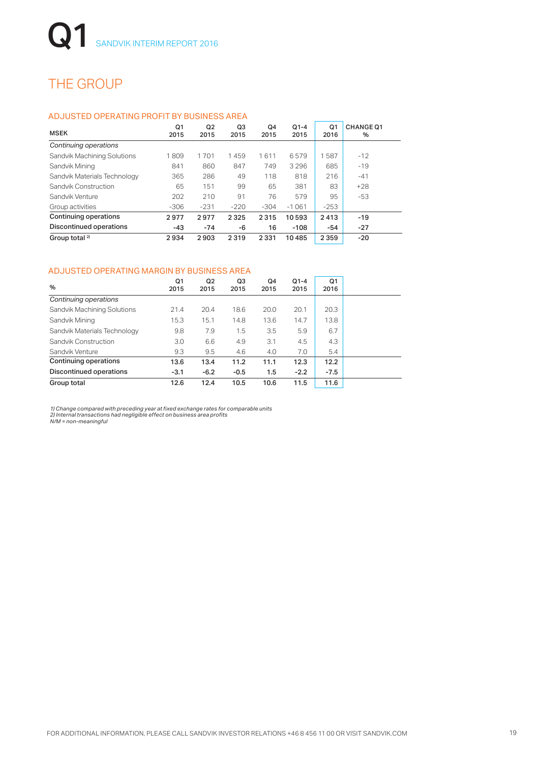# THE GROUP

## ADJUSTED OPERATING PROFIT BY BUSINESS AREA

| MSEK | Q1 2015 | Q2 2015 | Q3 2015 | Q4 2015 | Q1-4 2015 | Q1 2016 | CHANGE Q1 % |
|---|---|---|---|---|---|---|---|
| *Continuing operations* | | | | | | | |
| Sandvik Machining Solutions | 1 809 | 1 701 | 1 459 | 1 611 | 6 579 | 1 587 | -12 |
| Sandvik Mining | 841 | 860 | 847 | 749 | 3 296 | 685 | -19 |
| Sandvik Materials Technology | 365 | 286 | 49 | 118 | 818 | 216 | -41 |
| Sandvik Construction | 65 | 151 | 99 | 65 | 381 | 83 | +28 |
| Sandvik Venture | 202 | 210 | 91 | 76 | 579 | 95 | -53 |
| Group activities | -306 | -231 | -220 | -304 | -1 061 | -253 | |
| **Continuing operations** | **2 977** | **2 977** | **2 325** | **2 315** | **10 593** | **2 413** | **-19** |
| **Discontinued operations** | **-43** | **-74** | **-6** | **16** | **-108** | **-54** | **-27** |
| **Group total 2)** | **2 934** | **2 903** | **2 319** | **2 331** | **10 485** | **2 359** | **-20** |

## ADJUSTED OPERATING MARGIN BY BUSINESS AREA

| % | Q1 2015 | Q2 2015 | Q3 2015 | Q4 2015 | Q1-4 2015 | Q1 2016 |
|---|---|---|---|---|---|---|
| *Continuing operations* | | | | | | |
| Sandvik Machining Solutions | 21.4 | 20.4 | 18.6 | 20.0 | 20.1 | 20.3 |
| Sandvik Mining | 15.3 | 15.1 | 14.8 | 13.6 | 14.7 | 13.8 |
| Sandvik Materials Technology | 9.8 | 7.9 | 1.5 | 3.5 | 5.9 | 6.7 |
| Sandvik Construction | 3.0 | 6.6 | 4.9 | 3.1 | 4.5 | 4.3 |
| Sandvik Venture | 9.3 | 9.5 | 4.6 | 4.0 | 7.0 | 5.4 |
| **Continuing operations** | **13.6** | **13.4** | **11.2** | **11.1** | **12.3** | **12.2** |
| **Discontinued operations** | **-3.1** | **-6.2** | **-0.5** | **1.5** | **-2.2** | **-7.5** |
| **Group total** | **12.6** | **12.4** | **10.5** | **10.6** | **11.5** | **11.6** |

*1) Change compared with preceding year at fixed exchange rates for comparable units*
*2) Internal transactions had negligible effect on business area profits*
*N/M = non-meaningful*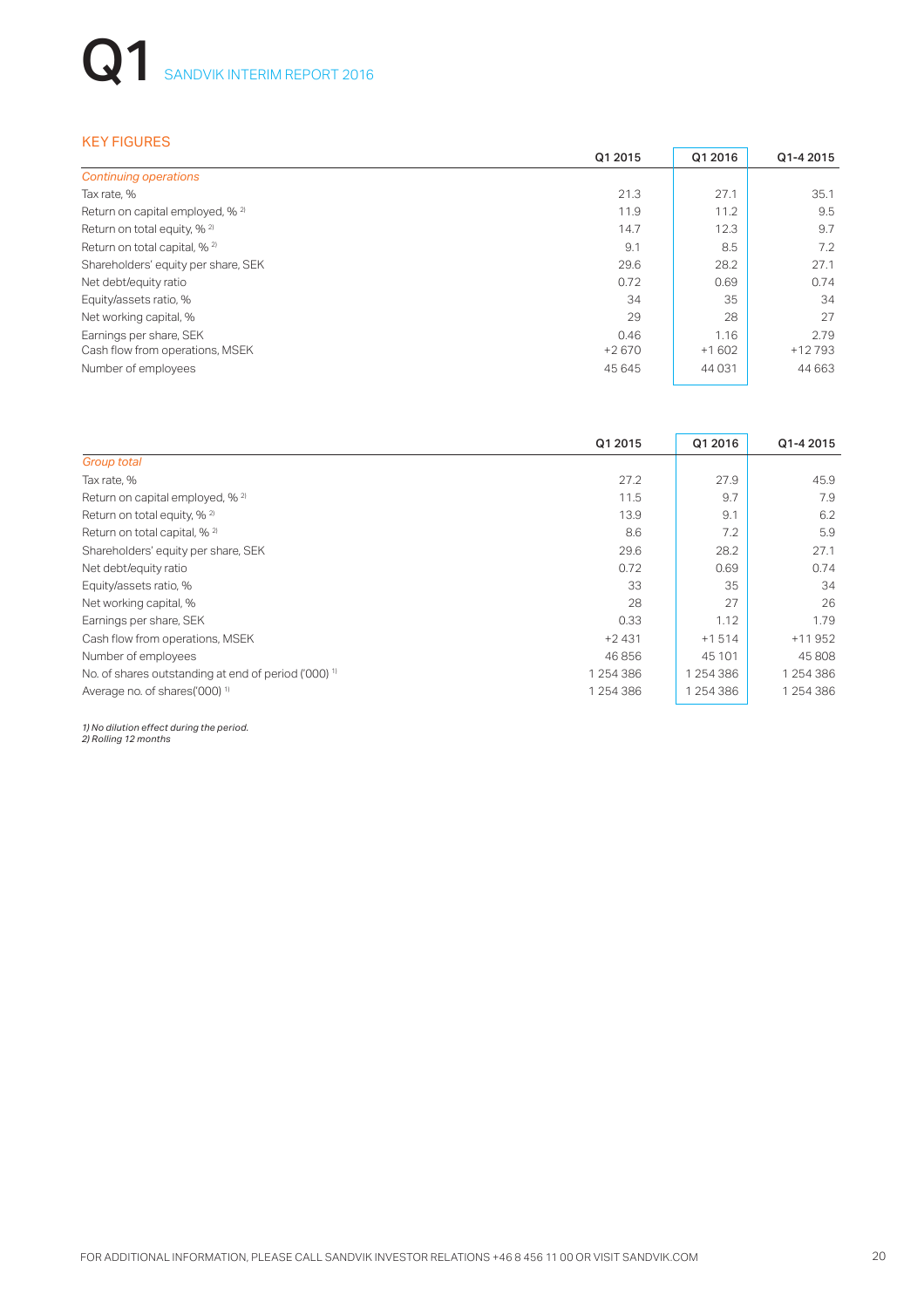# Q1 SANDVIK INTERIM REPORT 2016

## KEY FIGURES

| | Q1 2015 | Q1 2016 | Q1-4 2015 |
|---|---|---|---|
| *Continuing operations* | | | |
| Tax rate, % | 21.3 | 27.1 | 35.1 |
| Return on capital employed, % [2] | 11.9 | 11.2 | 9.5 |
| Return on total equity, % [2] | 14.7 | 12.3 | 9.7 |
| Return on total capital, % [2] | 9.1 | 8.5 | 7.2 |
| Shareholders' equity per share, SEK | 29.6 | 28.2 | 27.1 |
| Net debt/equity ratio | 0.72 | 0.69 | 0.74 |
| Equity/assets ratio, % | 34 | 35 | 34 |
| Net working capital, % | 29 | 28 | 27 |
| Earnings per share, SEK | 0.46 | 1.16 | 2.79 |
| Cash flow from operations, MSEK | +2 670 | +1 602 | +12 793 |
| Number of employees | 45 645 | 44 031 | 44 663 |

| | Q1 2015 | Q1 2016 | Q1-4 2015 |
|---|---|---|---|
| *Group total* | | | |
| Tax rate, % | 27.2 | 27.9 | 45.9 |
| Return on capital employed, % [2] | 11.5 | 9.7 | 7.9 |
| Return on total equity, % [2] | 13.9 | 9.1 | 6.2 |
| Return on total capital, % [2] | 8.6 | 7.2 | 5.9 |
| Shareholders' equity per share, SEK | 29.6 | 28.2 | 27.1 |
| Net debt/equity ratio | 0.72 | 0.69 | 0.74 |
| Equity/assets ratio, % | 33 | 35 | 34 |
| Net working capital, % | 28 | 27 | 26 |
| Earnings per share, SEK | 0.33 | 1.12 | 1.79 |
| Cash flow from operations, MSEK | +2 431 | +1 514 | +11 952 |
| Number of employees | 46 856 | 45 101 | 45 808 |
| No. of shares outstanding at end of period ('000) [1] | 1 254 386 | 1 254 386 | 1 254 386 |
| Average no. of shares('000) [1] | 1 254 386 | 1 254 386 | 1 254 386 |

*1) No dilution effect during the period.*
*2) Rolling 12 months*

FOR ADDITIONAL INFORMATION, PLEASE CALL SANDVIK INVESTOR RELATIONS +46 8 456 11 00 OR VISIT SANDVIK.COM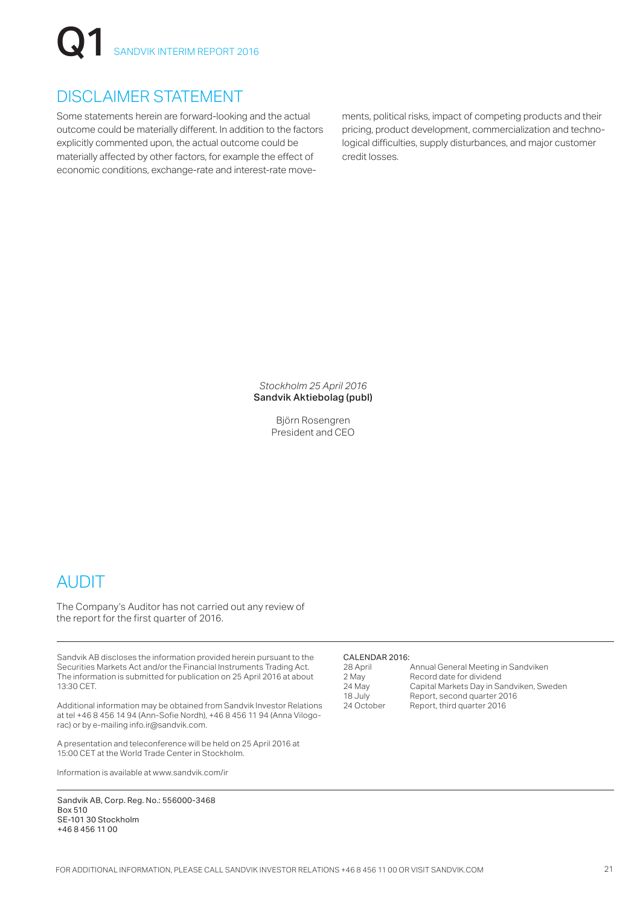## DISCLAIMER STATEMENT

Some statements herein are forward-looking and the actual outcome could be materially different. In addition to the factors explicitly commented upon, the actual outcome could be materially affected by other factors, for example the effect of economic conditions, exchange-rate and interest-rate movements, political risks, impact of competing products and their pricing, product development, commercialization and technological difficulties, supply disturbances, and major customer credit losses.

*Stockholm 25 April 2016*
**Sandvik Aktiebolag (publ)**

Björn Rosengren
President and CEO

## AUDIT

The Company's Auditor has not carried out any review of the report for the first quarter of 2016.

Sandvik AB discloses the information provided herein pursuant to the Securities Markets Act and/or the Financial Instruments Trading Act. The information is submitted for publication on 25 April 2016 at about 13:30 CET.

Additional information may be obtained from Sandvik Investor Relations at tel +46 8 456 14 94 (Ann-Sofie Nordh), +46 8 456 11 94 (Anna Vilogorac) or by e-mailing info.ir@sandvik.com.

A presentation and teleconference will be held on 25 April 2016 at 15:00 CET at the World Trade Center in Stockholm.

Information is available at www.sandvik.com/ir

CALENDAR 2016:

| | |
|---|---|
| 28 April | Annual General Meeting in Sandviken |
| 2 May | Record date for dividend |
| 24 May | Capital Markets Day in Sandviken, Sweden |
| 18 July | Report, second quarter 2016 |
| 24 October | Report, third quarter 2016 |

Sandvik AB, Corp. Reg. No.: 556000-3468
Box 510
SE-101 30 Stockholm
+46 8 456 11 00